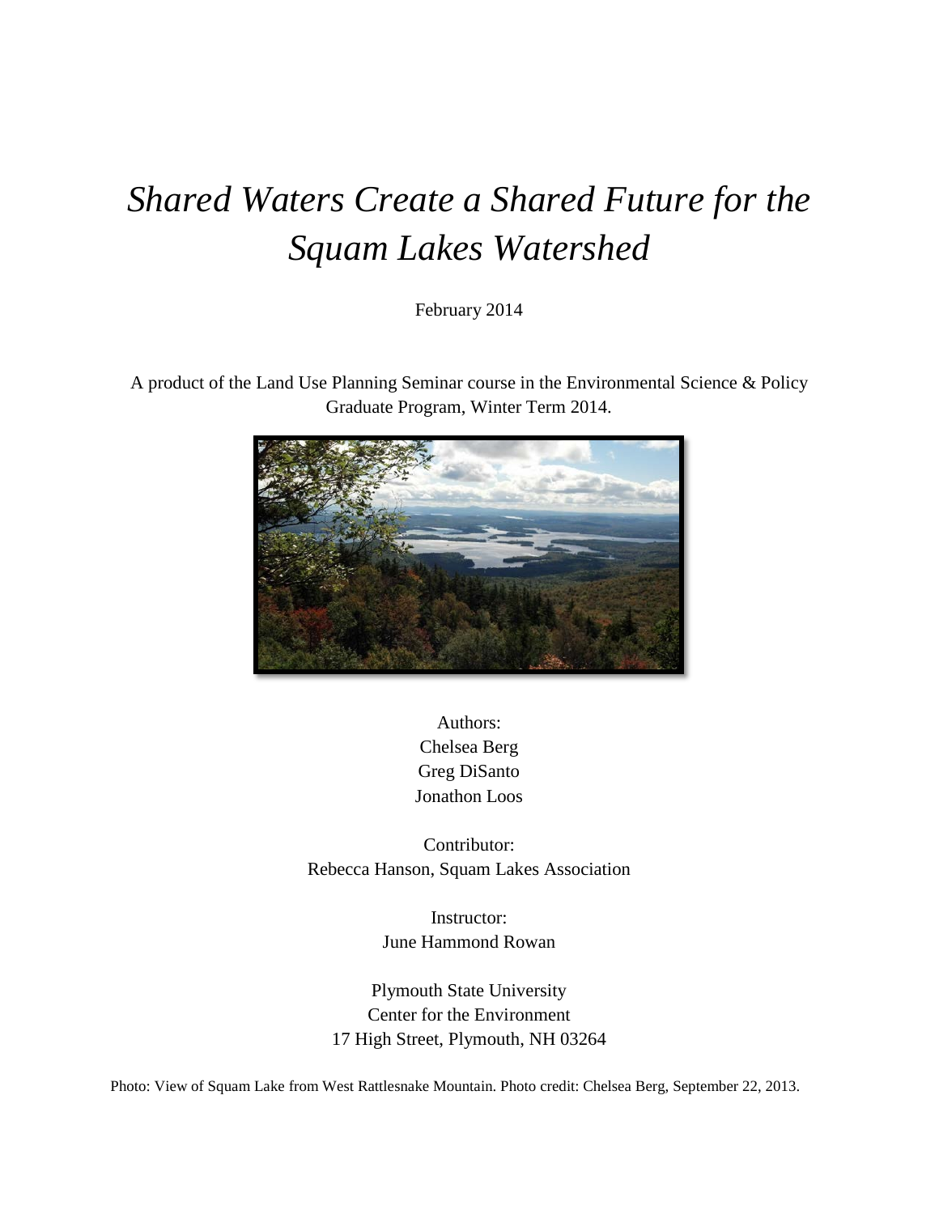# *Shared Waters Create a Shared Future for the Squam Lakes Watershed*

February 2014

A product of the Land Use Planning Seminar course in the Environmental Science & Policy Graduate Program, Winter Term 2014.

Authors:
Chelsea Berg
Greg DiSanto
Jonathon Loos

Contributor:
Rebecca Hanson, Squam Lakes Association

Instructor:
June Hammond Rowan

Plymouth State University
Center for the Environment
17 High Street, Plymouth, NH 03264

Photo: View of Squam Lake from West Rattlesnake Mountain. Photo credit: Chelsea Berg, September 22, 2013.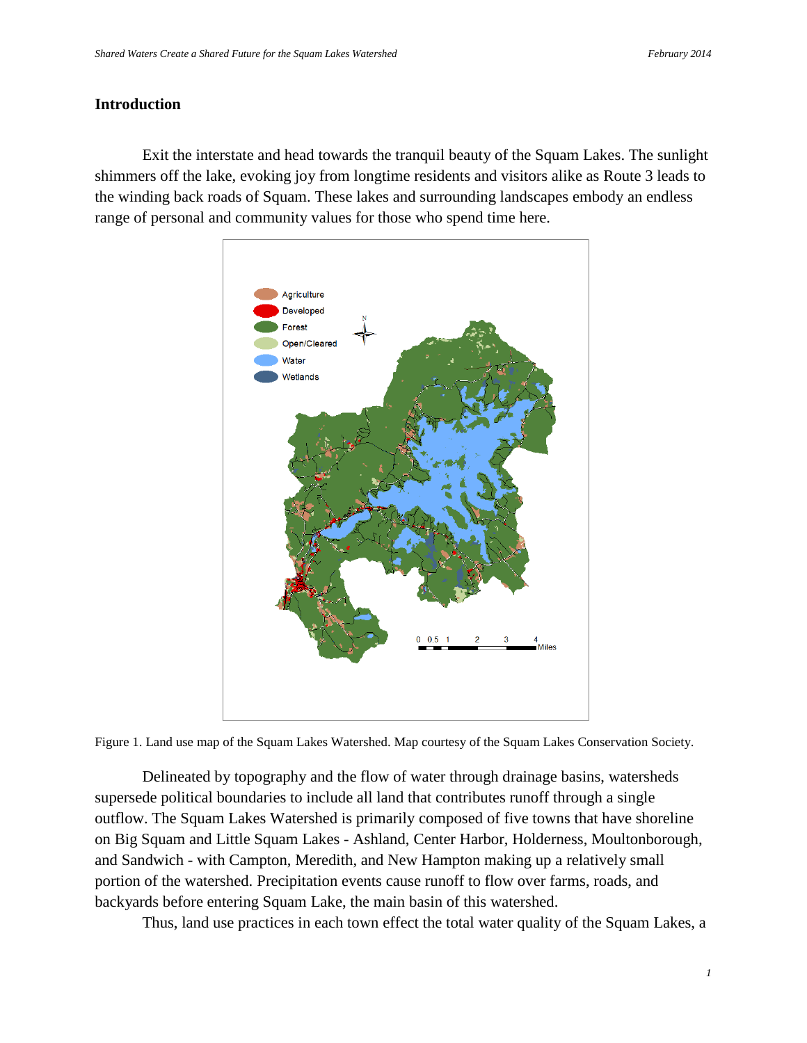## Introduction

Exit the interstate and head towards the tranquil beauty of the Squam Lakes. The sunlight shimmers off the lake, evoking joy from longtime residents and visitors alike as Route 3 leads to the winding back roads of Squam. These lakes and surrounding landscapes embody an endless range of personal and community values for those who spend time here.

Figure 1. Land use map of the Squam Lakes Watershed. Map courtesy of the Squam Lakes Conservation Society.

Delineated by topography and the flow of water through drainage basins, watersheds supersede political boundaries to include all land that contributes runoff through a single outflow. The Squam Lakes Watershed is primarily composed of five towns that have shoreline on Big Squam and Little Squam Lakes - Ashland, Center Harbor, Holderness, Moultonborough, and Sandwich - with Campton, Meredith, and New Hampton making up a relatively small portion of the watershed. Precipitation events cause runoff to flow over farms, roads, and backyards before entering Squam Lake, the main basin of this watershed.

Thus, land use practices in each town effect the total water quality of the Squam Lakes, a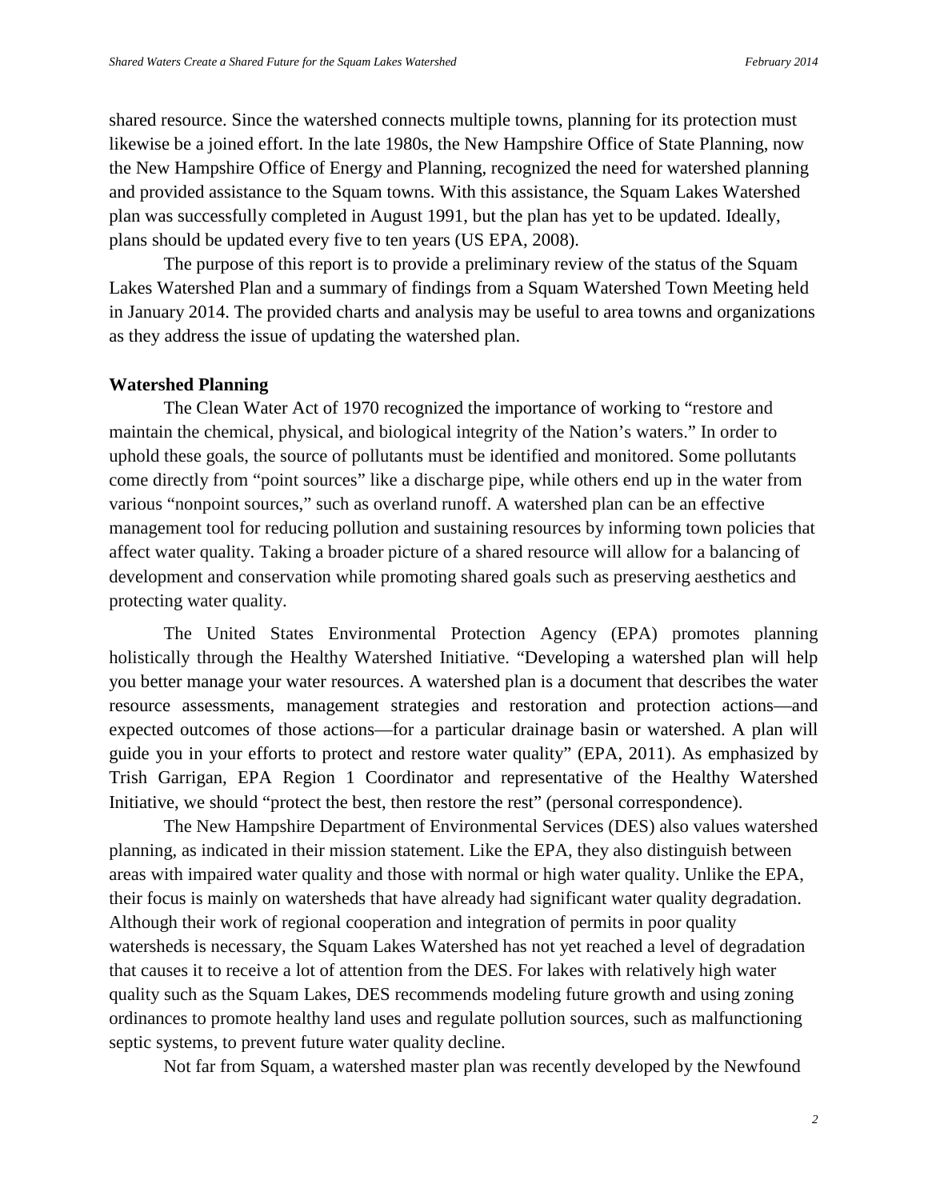shared resource. Since the watershed connects multiple towns, planning for its protection must likewise be a joined effort. In the late 1980s, the New Hampshire Office of State Planning, now the New Hampshire Office of Energy and Planning, recognized the need for watershed planning and provided assistance to the Squam towns. With this assistance, the Squam Lakes Watershed plan was successfully completed in August 1991, but the plan has yet to be updated. Ideally, plans should be updated every five to ten years (US EPA, 2008).

The purpose of this report is to provide a preliminary review of the status of the Squam Lakes Watershed Plan and a summary of findings from a Squam Watershed Town Meeting held in January 2014. The provided charts and analysis may be useful to area towns and organizations as they address the issue of updating the watershed plan.

**Watershed Planning**

The Clean Water Act of 1970 recognized the importance of working to "restore and maintain the chemical, physical, and biological integrity of the Nation's waters." In order to uphold these goals, the source of pollutants must be identified and monitored. Some pollutants come directly from "point sources" like a discharge pipe, while others end up in the water from various "nonpoint sources," such as overland runoff. A watershed plan can be an effective management tool for reducing pollution and sustaining resources by informing town policies that affect water quality. Taking a broader picture of a shared resource will allow for a balancing of development and conservation while promoting shared goals such as preserving aesthetics and protecting water quality.

The United States Environmental Protection Agency (EPA) promotes planning holistically through the Healthy Watershed Initiative. "Developing a watershed plan will help you better manage your water resources. A watershed plan is a document that describes the water resource assessments, management strategies and restoration and protection actions—and expected outcomes of those actions—for a particular drainage basin or watershed. A plan will guide you in your efforts to protect and restore water quality" (EPA, 2011). As emphasized by Trish Garrigan, EPA Region 1 Coordinator and representative of the Healthy Watershed Initiative, we should "protect the best, then restore the rest" (personal correspondence).

The New Hampshire Department of Environmental Services (DES) also values watershed planning, as indicated in their mission statement. Like the EPA, they also distinguish between areas with impaired water quality and those with normal or high water quality. Unlike the EPA, their focus is mainly on watersheds that have already had significant water quality degradation. Although their work of regional cooperation and integration of permits in poor quality watersheds is necessary, the Squam Lakes Watershed has not yet reached a level of degradation that causes it to receive a lot of attention from the DES. For lakes with relatively high water quality such as the Squam Lakes, DES recommends modeling future growth and using zoning ordinances to promote healthy land uses and regulate pollution sources, such as malfunctioning septic systems, to prevent future water quality decline.

Not far from Squam, a watershed master plan was recently developed by the Newfound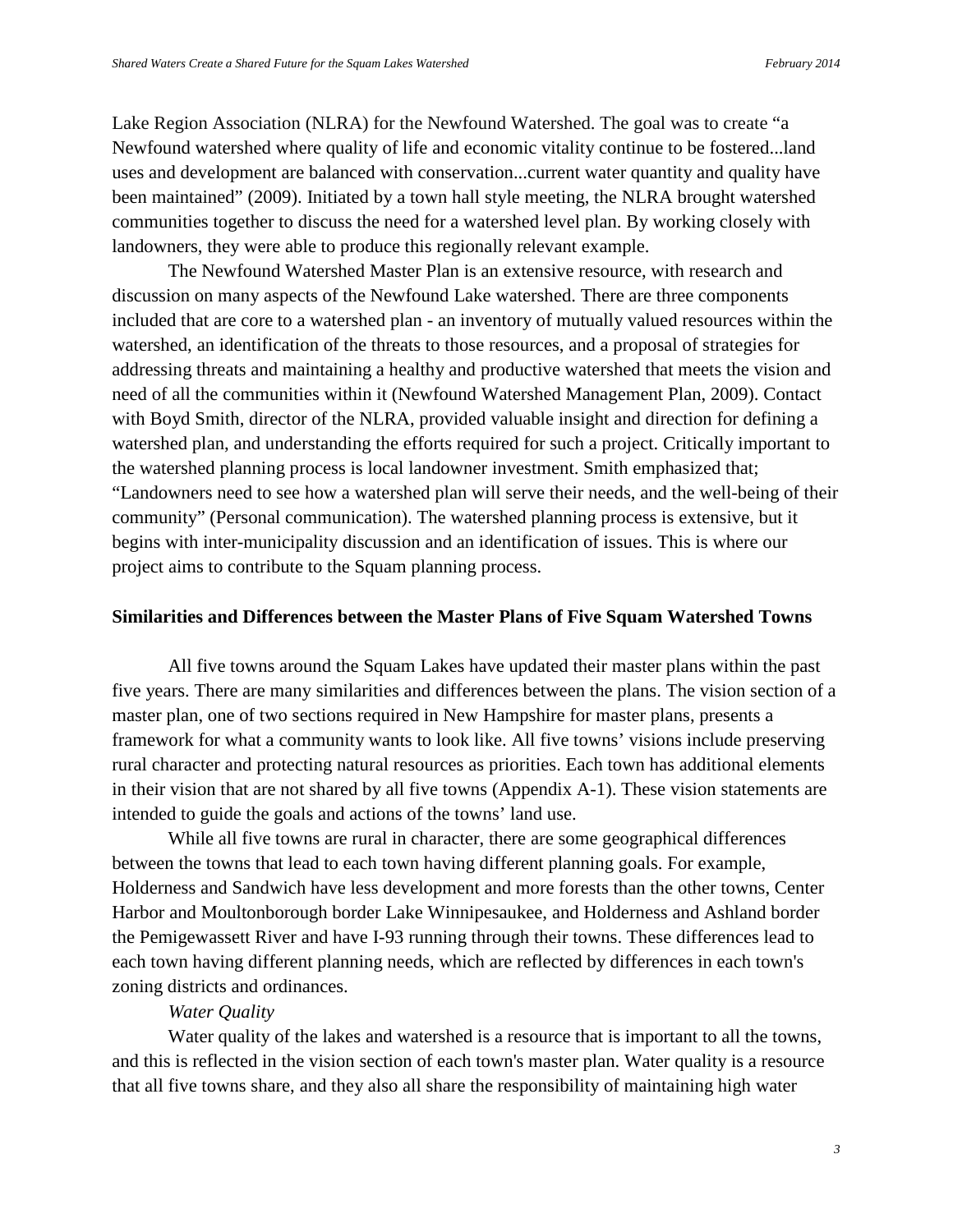Lake Region Association (NLRA) for the Newfound Watershed. The goal was to create "a Newfound watershed where quality of life and economic vitality continue to be fostered...land uses and development are balanced with conservation...current water quantity and quality have been maintained" (2009). Initiated by a town hall style meeting, the NLRA brought watershed communities together to discuss the need for a watershed level plan. By working closely with landowners, they were able to produce this regionally relevant example.

The Newfound Watershed Master Plan is an extensive resource, with research and discussion on many aspects of the Newfound Lake watershed. There are three components included that are core to a watershed plan - an inventory of mutually valued resources within the watershed, an identification of the threats to those resources, and a proposal of strategies for addressing threats and maintaining a healthy and productive watershed that meets the vision and need of all the communities within it (Newfound Watershed Management Plan, 2009). Contact with Boyd Smith, director of the NLRA, provided valuable insight and direction for defining a watershed plan, and understanding the efforts required for such a project. Critically important to the watershed planning process is local landowner investment. Smith emphasized that; "Landowners need to see how a watershed plan will serve their needs, and the well-being of their community" (Personal communication). The watershed planning process is extensive, but it begins with inter-municipality discussion and an identification of issues. This is where our project aims to contribute to the Squam planning process.

## Similarities and Differences between the Master Plans of Five Squam Watershed Towns

All five towns around the Squam Lakes have updated their master plans within the past five years. There are many similarities and differences between the plans. The vision section of a master plan, one of two sections required in New Hampshire for master plans, presents a framework for what a community wants to look like. All five towns' visions include preserving rural character and protecting natural resources as priorities. Each town has additional elements in their vision that are not shared by all five towns (Appendix A-1). These vision statements are intended to guide the goals and actions of the towns' land use.

While all five towns are rural in character, there are some geographical differences between the towns that lead to each town having different planning goals. For example, Holderness and Sandwich have less development and more forests than the other towns, Center Harbor and Moultonborough border Lake Winnipesaukee, and Holderness and Ashland border the Pemigewassett River and have I-93 running through their towns. These differences lead to each town having different planning needs, which are reflected by differences in each town's zoning districts and ordinances.

### *Water Quality*

Water quality of the lakes and watershed is a resource that is important to all the towns, and this is reflected in the vision section of each town's master plan. Water quality is a resource that all five towns share, and they also all share the responsibility of maintaining high water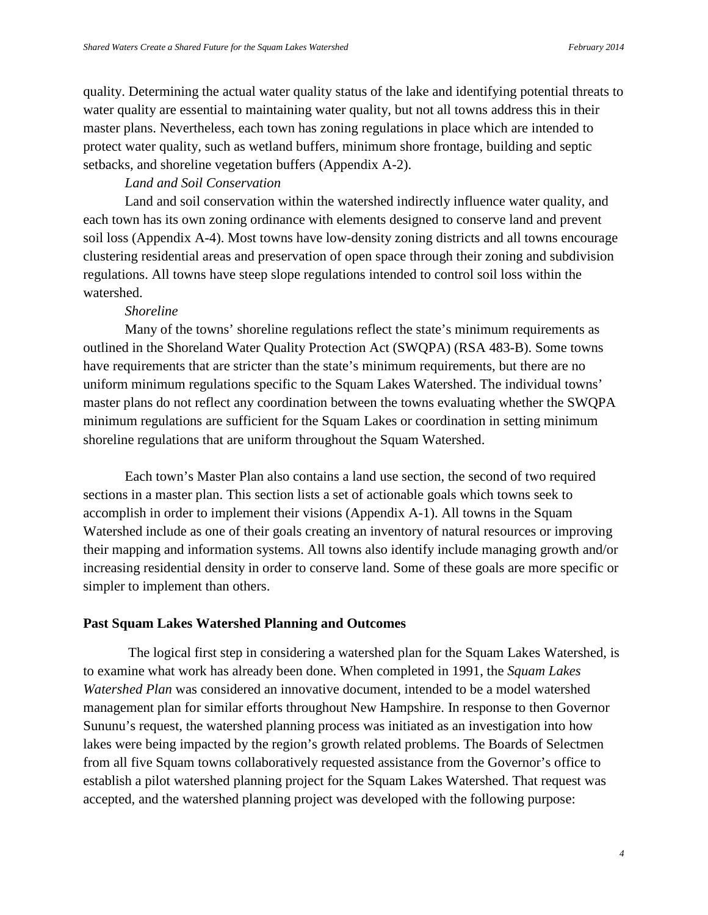quality. Determining the actual water quality status of the lake and identifying potential threats to water quality are essential to maintaining water quality, but not all towns address this in their master plans. Nevertheless, each town has zoning regulations in place which are intended to protect water quality, such as wetland buffers, minimum shore frontage, building and septic setbacks, and shoreline vegetation buffers (Appendix A-2).

*Land and Soil Conservation*

Land and soil conservation within the watershed indirectly influence water quality, and each town has its own zoning ordinance with elements designed to conserve land and prevent soil loss (Appendix A-4). Most towns have low-density zoning districts and all towns encourage clustering residential areas and preservation of open space through their zoning and subdivision regulations. All towns have steep slope regulations intended to control soil loss within the watershed.

*Shoreline*

Many of the towns' shoreline regulations reflect the state's minimum requirements as outlined in the Shoreland Water Quality Protection Act (SWQPA) (RSA 483-B). Some towns have requirements that are stricter than the state's minimum requirements, but there are no uniform minimum regulations specific to the Squam Lakes Watershed. The individual towns' master plans do not reflect any coordination between the towns evaluating whether the SWQPA minimum regulations are sufficient for the Squam Lakes or coordination in setting minimum shoreline regulations that are uniform throughout the Squam Watershed.

Each town's Master Plan also contains a land use section, the second of two required sections in a master plan. This section lists a set of actionable goals which towns seek to accomplish in order to implement their visions (Appendix A-1). All towns in the Squam Watershed include as one of their goals creating an inventory of natural resources or improving their mapping and information systems. All towns also identify include managing growth and/or increasing residential density in order to conserve land. Some of these goals are more specific or simpler to implement than others.

## Past Squam Lakes Watershed Planning and Outcomes

The logical first step in considering a watershed plan for the Squam Lakes Watershed, is to examine what work has already been done. When completed in 1991, the *Squam Lakes Watershed Plan* was considered an innovative document, intended to be a model watershed management plan for similar efforts throughout New Hampshire. In response to then Governor Sununu's request, the watershed planning process was initiated as an investigation into how lakes were being impacted by the region's growth related problems. The Boards of Selectmen from all five Squam towns collaboratively requested assistance from the Governor's office to establish a pilot watershed planning project for the Squam Lakes Watershed. That request was accepted, and the watershed planning project was developed with the following purpose: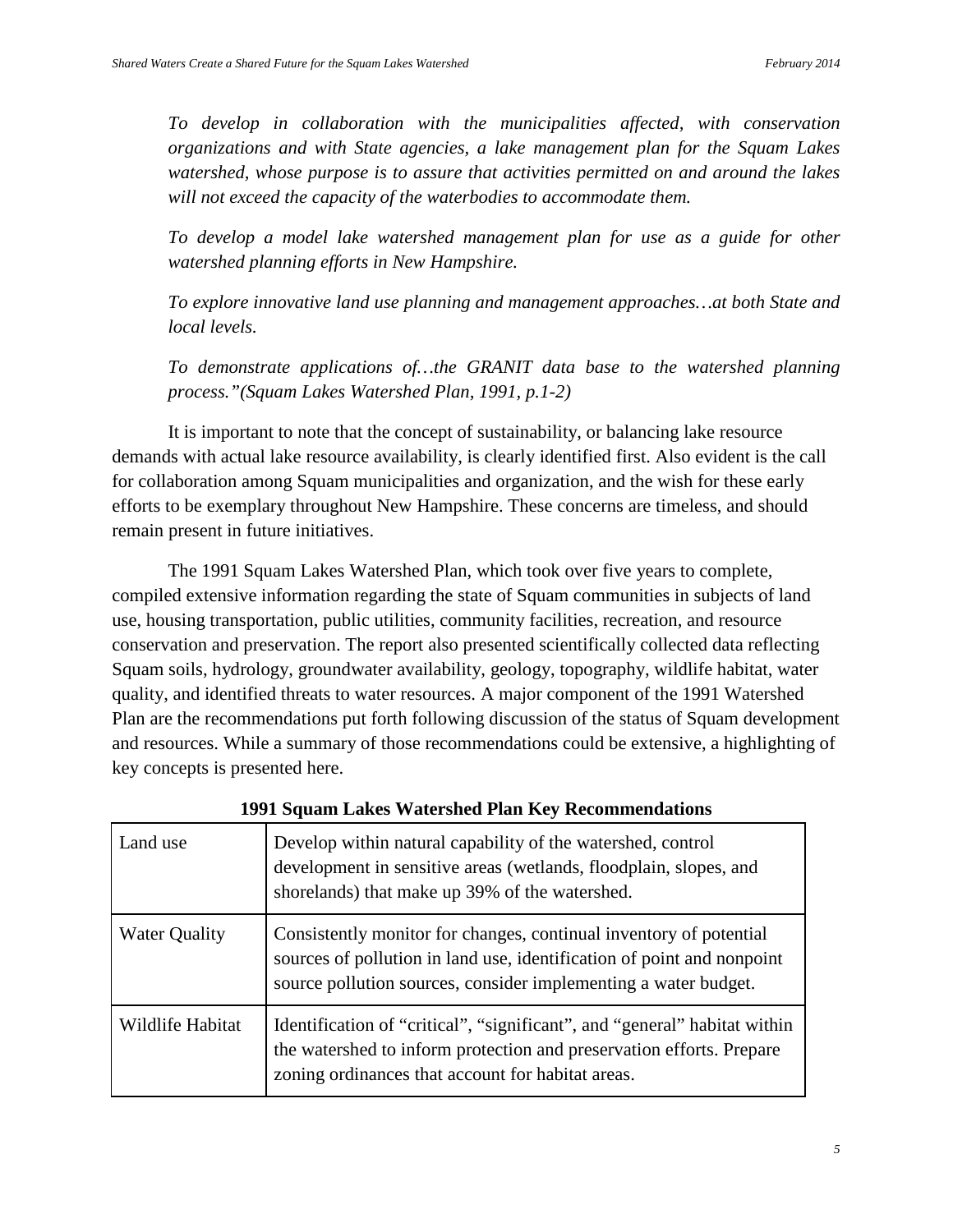*To develop in collaboration with the municipalities affected, with conservation organizations and with State agencies, a lake management plan for the Squam Lakes watershed, whose purpose is to assure that activities permitted on and around the lakes will not exceed the capacity of the waterbodies to accommodate them.*

*To develop a model lake watershed management plan for use as a guide for other watershed planning efforts in New Hampshire.*

*To explore innovative land use planning and management approaches…at both State and local levels.*

*To demonstrate applications of…the GRANIT data base to the watershed planning process."(Squam Lakes Watershed Plan, 1991, p.1-2)*

It is important to note that the concept of sustainability, or balancing lake resource demands with actual lake resource availability, is clearly identified first. Also evident is the call for collaboration among Squam municipalities and organization, and the wish for these early efforts to be exemplary throughout New Hampshire. These concerns are timeless, and should remain present in future initiatives.

The 1991 Squam Lakes Watershed Plan, which took over five years to complete, compiled extensive information regarding the state of Squam communities in subjects of land use, housing transportation, public utilities, community facilities, recreation, and resource conservation and preservation. The report also presented scientifically collected data reflecting Squam soils, hydrology, groundwater availability, geology, topography, wildlife habitat, water quality, and identified threats to water resources. A major component of the 1991 Watershed Plan are the recommendations put forth following discussion of the status of Squam development and resources. While a summary of those recommendations could be extensive, a highlighting of key concepts is presented here.

**1991 Squam Lakes Watershed Plan Key Recommendations**

| | |
|---|---|
| Land use | Develop within natural capability of the watershed, control development in sensitive areas (wetlands, floodplain, slopes, and shorelands) that make up 39% of the watershed. |
| Water Quality | Consistently monitor for changes, continual inventory of potential sources of pollution in land use, identification of point and nonpoint source pollution sources, consider implementing a water budget. |
| Wildlife Habitat | Identification of "critical", "significant", and "general" habitat within the watershed to inform protection and preservation efforts. Prepare zoning ordinances that account for habitat areas. |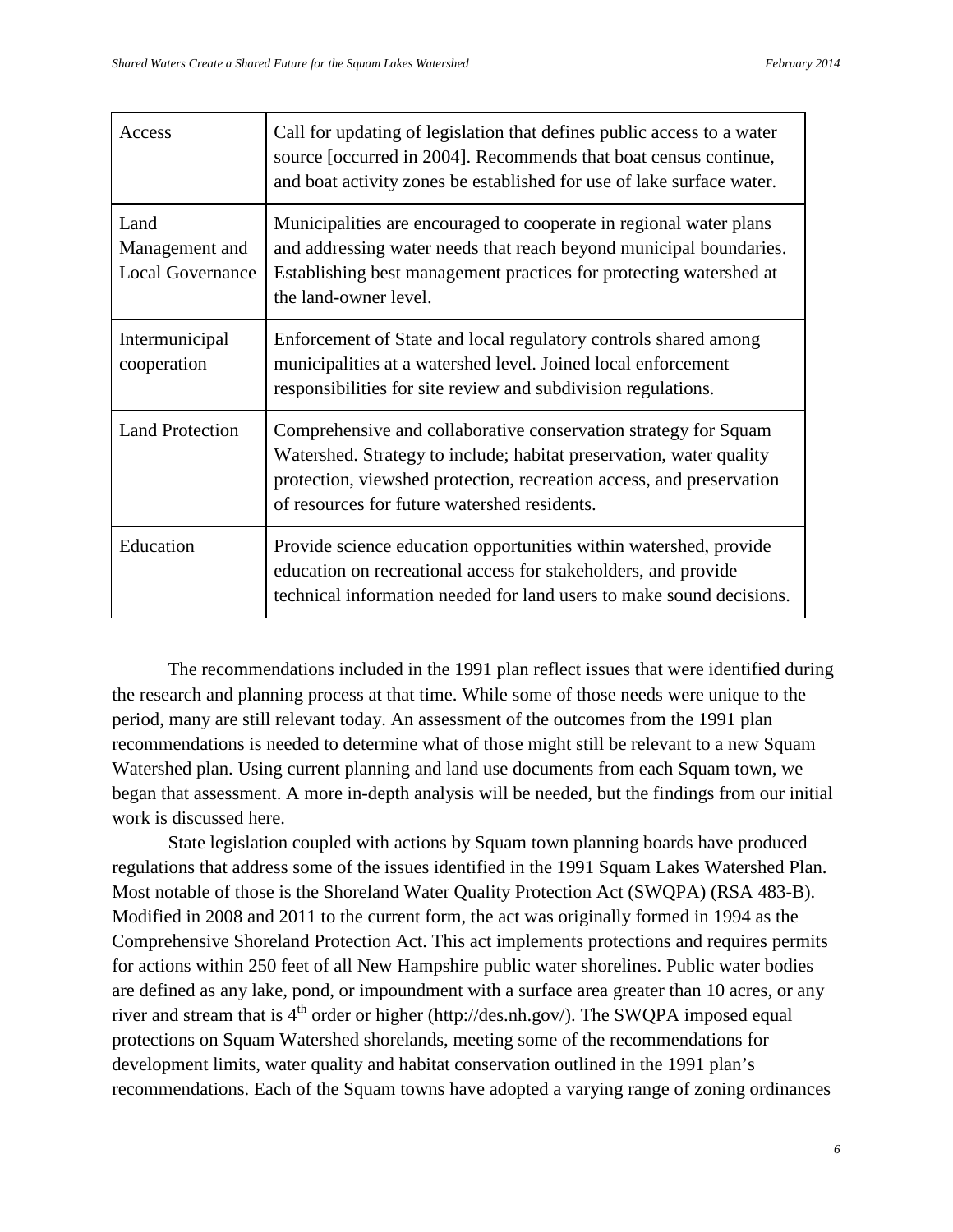| Access | Call for updating of legislation that defines public access to a water source [occurred in 2004]. Recommends that boat census continue, and boat activity zones be established for use of lake surface water. |
|---|---|
| Land Management and Local Governance | Municipalities are encouraged to cooperate in regional water plans and addressing water needs that reach beyond municipal boundaries. Establishing best management practices for protecting watershed at the land-owner level. |
| Intermunicipal cooperation | Enforcement of State and local regulatory controls shared among municipalities at a watershed level. Joined local enforcement responsibilities for site review and subdivision regulations. |
| Land Protection | Comprehensive and collaborative conservation strategy for Squam Watershed. Strategy to include; habitat preservation, water quality protection, viewshed protection, recreation access, and preservation of resources for future watershed residents. |
| Education | Provide science education opportunities within watershed, provide education on recreational access for stakeholders, and provide technical information needed for land users to make sound decisions. |

The recommendations included in the 1991 plan reflect issues that were identified during the research and planning process at that time. While some of those needs were unique to the period, many are still relevant today. An assessment of the outcomes from the 1991 plan recommendations is needed to determine what of those might still be relevant to a new Squam Watershed plan. Using current planning and land use documents from each Squam town, we began that assessment. A more in-depth analysis will be needed, but the findings from our initial work is discussed here.

State legislation coupled with actions by Squam town planning boards have produced regulations that address some of the issues identified in the 1991 Squam Lakes Watershed Plan. Most notable of those is the Shoreland Water Quality Protection Act (SWQPA) (RSA 483-B). Modified in 2008 and 2011 to the current form, the act was originally formed in 1994 as the Comprehensive Shoreland Protection Act. This act implements protections and requires permits for actions within 250 feet of all New Hampshire public water shorelines. Public water bodies are defined as any lake, pond, or impoundment with a surface area greater than 10 acres, or any river and stream that is 4th order or higher (http://des.nh.gov/). The SWQPA imposed equal protections on Squam Watershed shorelands, meeting some of the recommendations for development limits, water quality and habitat conservation outlined in the 1991 plan's recommendations. Each of the Squam towns have adopted a varying range of zoning ordinances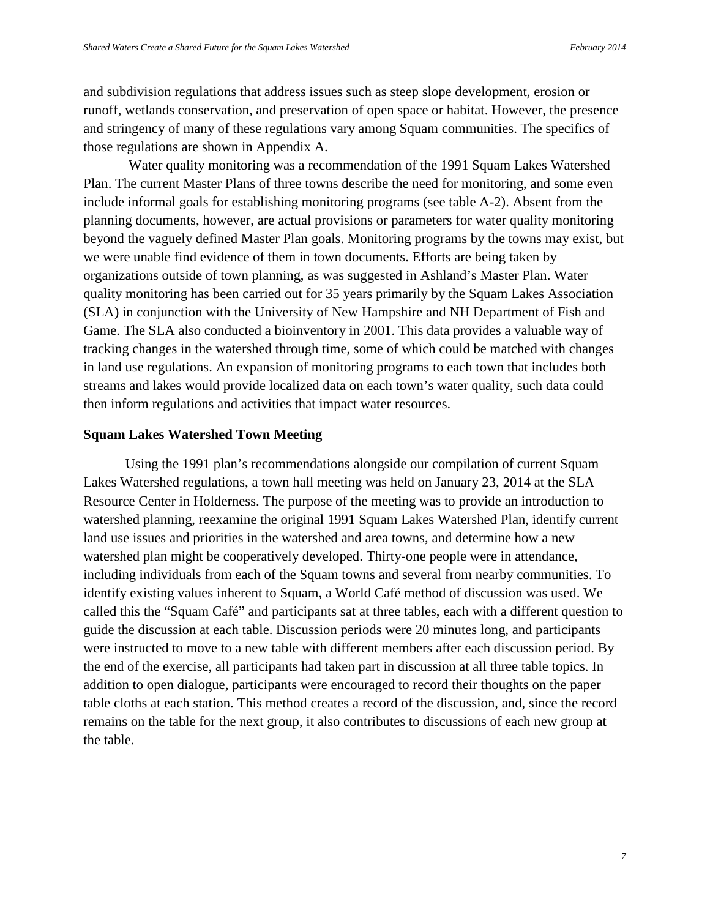and subdivision regulations that address issues such as steep slope development, erosion or runoff, wetlands conservation, and preservation of open space or habitat. However, the presence and stringency of many of these regulations vary among Squam communities. The specifics of those regulations are shown in Appendix A.

Water quality monitoring was a recommendation of the 1991 Squam Lakes Watershed Plan. The current Master Plans of three towns describe the need for monitoring, and some even include informal goals for establishing monitoring programs (see table A-2). Absent from the planning documents, however, are actual provisions or parameters for water quality monitoring beyond the vaguely defined Master Plan goals. Monitoring programs by the towns may exist, but we were unable find evidence of them in town documents. Efforts are being taken by organizations outside of town planning, as was suggested in Ashland's Master Plan. Water quality monitoring has been carried out for 35 years primarily by the Squam Lakes Association (SLA) in conjunction with the University of New Hampshire and NH Department of Fish and Game. The SLA also conducted a bioinventory in 2001. This data provides a valuable way of tracking changes in the watershed through time, some of which could be matched with changes in land use regulations. An expansion of monitoring programs to each town that includes both streams and lakes would provide localized data on each town's water quality, such data could then inform regulations and activities that impact water resources.

**Squam Lakes Watershed Town Meeting**

Using the 1991 plan's recommendations alongside our compilation of current Squam Lakes Watershed regulations, a town hall meeting was held on January 23, 2014 at the SLA Resource Center in Holderness. The purpose of the meeting was to provide an introduction to watershed planning, reexamine the original 1991 Squam Lakes Watershed Plan, identify current land use issues and priorities in the watershed and area towns, and determine how a new watershed plan might be cooperatively developed. Thirty-one people were in attendance, including individuals from each of the Squam towns and several from nearby communities. To identify existing values inherent to Squam, a World Café method of discussion was used. We called this the "Squam Café" and participants sat at three tables, each with a different question to guide the discussion at each table. Discussion periods were 20 minutes long, and participants were instructed to move to a new table with different members after each discussion period. By the end of the exercise, all participants had taken part in discussion at all three table topics. In addition to open dialogue, participants were encouraged to record their thoughts on the paper table cloths at each station. This method creates a record of the discussion, and, since the record remains on the table for the next group, it also contributes to discussions of each new group at the table.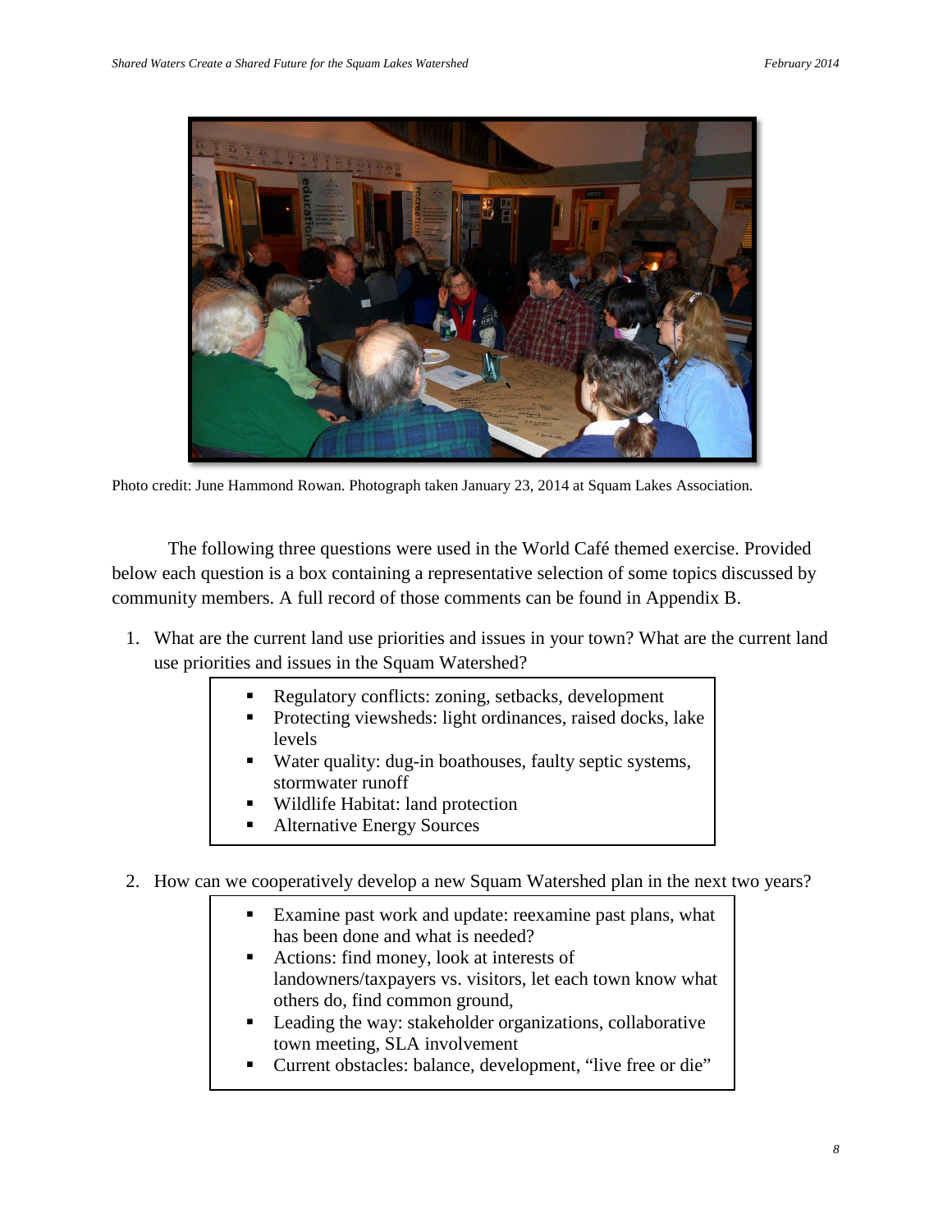Photo credit: June Hammond Rowan. Photograph taken January 23, 2014 at Squam Lakes Association.

The following three questions were used in the World Café themed exercise. Provided below each question is a box containing a representative selection of some topics discussed by community members. A full record of those comments can be found in Appendix B.

1. What are the current land use priorities and issues in your town? What are the current land use priorities and issues in the Squam Watershed?

   - Regulatory conflicts: zoning, setbacks, development
   - Protecting viewsheds: light ordinances, raised docks, lake levels
   - Water quality: dug-in boathouses, faulty septic systems, stormwater runoff
   - Wildlife Habitat: land protection
   - Alternative Energy Sources

2. How can we cooperatively develop a new Squam Watershed plan in the next two years?

   - Examine past work and update: reexamine past plans, what has been done and what is needed?
   - Actions: find money, look at interests of landowners/taxpayers vs. visitors, let each town know what others do, find common ground,
   - Leading the way: stakeholder organizations, collaborative town meeting, SLA involvement
   - Current obstacles: balance, development, "live free or die"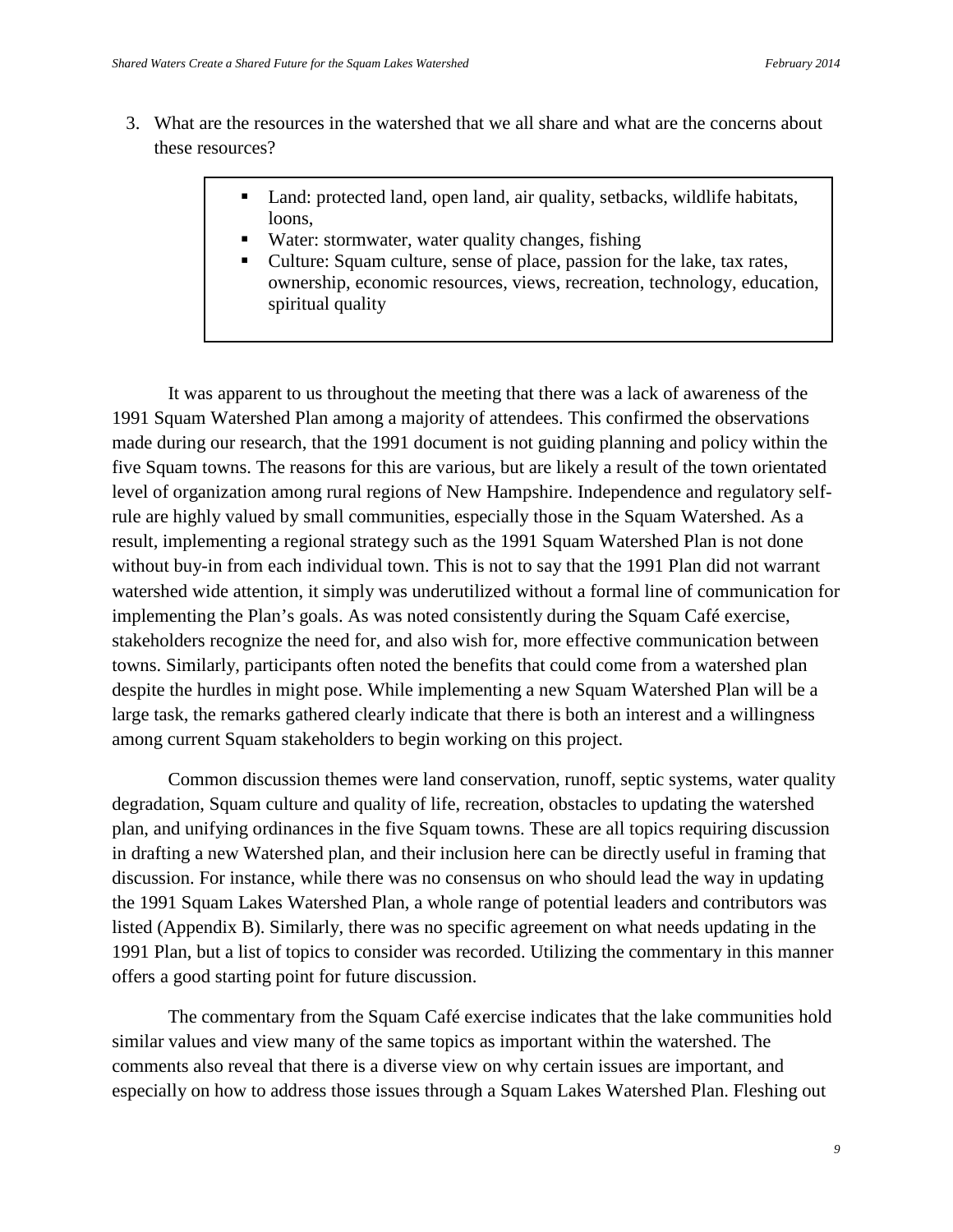3. What are the resources in the watershed that we all share and what are the concerns about these resources?

> - Land: protected land, open land, air quality, setbacks, wildlife habitats, loons,
> - Water: stormwater, water quality changes, fishing
> - Culture: Squam culture, sense of place, passion for the lake, tax rates, ownership, economic resources, views, recreation, technology, education, spiritual quality

It was apparent to us throughout the meeting that there was a lack of awareness of the 1991 Squam Watershed Plan among a majority of attendees. This confirmed the observations made during our research, that the 1991 document is not guiding planning and policy within the five Squam towns. The reasons for this are various, but are likely a result of the town orientated level of organization among rural regions of New Hampshire. Independence and regulatory self-rule are highly valued by small communities, especially those in the Squam Watershed. As a result, implementing a regional strategy such as the 1991 Squam Watershed Plan is not done without buy-in from each individual town. This is not to say that the 1991 Plan did not warrant watershed wide attention, it simply was underutilized without a formal line of communication for implementing the Plan's goals. As was noted consistently during the Squam Café exercise, stakeholders recognize the need for, and also wish for, more effective communication between towns. Similarly, participants often noted the benefits that could come from a watershed plan despite the hurdles in might pose. While implementing a new Squam Watershed Plan will be a large task, the remarks gathered clearly indicate that there is both an interest and a willingness among current Squam stakeholders to begin working on this project.

Common discussion themes were land conservation, runoff, septic systems, water quality degradation, Squam culture and quality of life, recreation, obstacles to updating the watershed plan, and unifying ordinances in the five Squam towns. These are all topics requiring discussion in drafting a new Watershed plan, and their inclusion here can be directly useful in framing that discussion. For instance, while there was no consensus on who should lead the way in updating the 1991 Squam Lakes Watershed Plan, a whole range of potential leaders and contributors was listed (Appendix B). Similarly, there was no specific agreement on what needs updating in the 1991 Plan, but a list of topics to consider was recorded. Utilizing the commentary in this manner offers a good starting point for future discussion.

The commentary from the Squam Café exercise indicates that the lake communities hold similar values and view many of the same topics as important within the watershed. The comments also reveal that there is a diverse view on why certain issues are important, and especially on how to address those issues through a Squam Lakes Watershed Plan. Fleshing out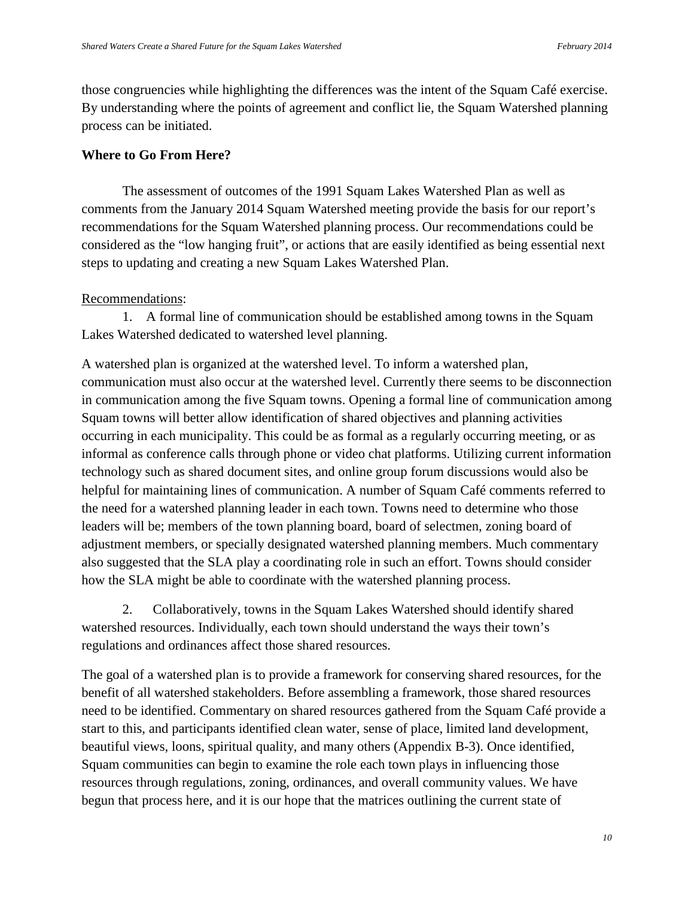those congruencies while highlighting the differences was the intent of the Squam Café exercise. By understanding where the points of agreement and conflict lie, the Squam Watershed planning process can be initiated.

### Where to Go From Here?

The assessment of outcomes of the 1991 Squam Lakes Watershed Plan as well as comments from the January 2014 Squam Watershed meeting provide the basis for our report's recommendations for the Squam Watershed planning process. Our recommendations could be considered as the "low hanging fruit", or actions that are easily identified as being essential next steps to updating and creating a new Squam Lakes Watershed Plan.

Recommendations:

1. A formal line of communication should be established among towns in the Squam Lakes Watershed dedicated to watershed level planning.

A watershed plan is organized at the watershed level. To inform a watershed plan, communication must also occur at the watershed level. Currently there seems to be disconnection in communication among the five Squam towns. Opening a formal line of communication among Squam towns will better allow identification of shared objectives and planning activities occurring in each municipality. This could be as formal as a regularly occurring meeting, or as informal as conference calls through phone or video chat platforms. Utilizing current information technology such as shared document sites, and online group forum discussions would also be helpful for maintaining lines of communication. A number of Squam Café comments referred to the need for a watershed planning leader in each town. Towns need to determine who those leaders will be; members of the town planning board, board of selectmen, zoning board of adjustment members, or specially designated watershed planning members. Much commentary also suggested that the SLA play a coordinating role in such an effort. Towns should consider how the SLA might be able to coordinate with the watershed planning process.

2. Collaboratively, towns in the Squam Lakes Watershed should identify shared watershed resources. Individually, each town should understand the ways their town's regulations and ordinances affect those shared resources.

The goal of a watershed plan is to provide a framework for conserving shared resources, for the benefit of all watershed stakeholders. Before assembling a framework, those shared resources need to be identified. Commentary on shared resources gathered from the Squam Café provide a start to this, and participants identified clean water, sense of place, limited land development, beautiful views, loons, spiritual quality, and many others (Appendix B-3). Once identified, Squam communities can begin to examine the role each town plays in influencing those resources through regulations, zoning, ordinances, and overall community values. We have begun that process here, and it is our hope that the matrices outlining the current state of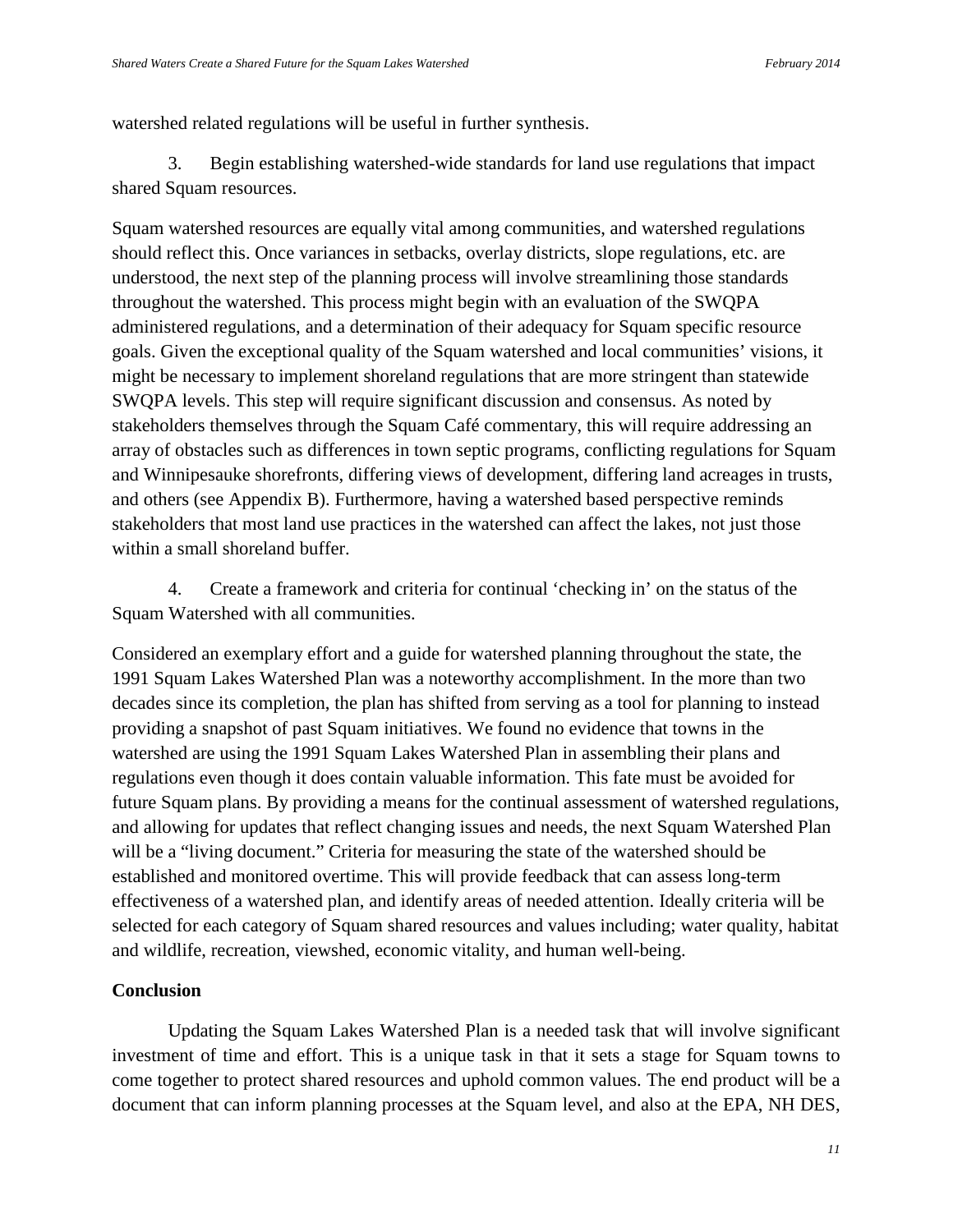watershed related regulations will be useful in further synthesis.

3. Begin establishing watershed-wide standards for land use regulations that impact shared Squam resources.

Squam watershed resources are equally vital among communities, and watershed regulations should reflect this. Once variances in setbacks, overlay districts, slope regulations, etc. are understood, the next step of the planning process will involve streamlining those standards throughout the watershed. This process might begin with an evaluation of the SWQPA administered regulations, and a determination of their adequacy for Squam specific resource goals. Given the exceptional quality of the Squam watershed and local communities' visions, it might be necessary to implement shoreland regulations that are more stringent than statewide SWQPA levels. This step will require significant discussion and consensus. As noted by stakeholders themselves through the Squam Café commentary, this will require addressing an array of obstacles such as differences in town septic programs, conflicting regulations for Squam and Winnipesauke shorefronts, differing views of development, differing land acreages in trusts, and others (see Appendix B). Furthermore, having a watershed based perspective reminds stakeholders that most land use practices in the watershed can affect the lakes, not just those within a small shoreland buffer.

4. Create a framework and criteria for continual 'checking in' on the status of the Squam Watershed with all communities.

Considered an exemplary effort and a guide for watershed planning throughout the state, the 1991 Squam Lakes Watershed Plan was a noteworthy accomplishment. In the more than two decades since its completion, the plan has shifted from serving as a tool for planning to instead providing a snapshot of past Squam initiatives. We found no evidence that towns in the watershed are using the 1991 Squam Lakes Watershed Plan in assembling their plans and regulations even though it does contain valuable information. This fate must be avoided for future Squam plans. By providing a means for the continual assessment of watershed regulations, and allowing for updates that reflect changing issues and needs, the next Squam Watershed Plan will be a "living document." Criteria for measuring the state of the watershed should be established and monitored overtime. This will provide feedback that can assess long-term effectiveness of a watershed plan, and identify areas of needed attention. Ideally criteria will be selected for each category of Squam shared resources and values including; water quality, habitat and wildlife, recreation, viewshed, economic vitality, and human well-being.

**Conclusion**

Updating the Squam Lakes Watershed Plan is a needed task that will involve significant investment of time and effort. This is a unique task in that it sets a stage for Squam towns to come together to protect shared resources and uphold common values. The end product will be a document that can inform planning processes at the Squam level, and also at the EPA, NH DES,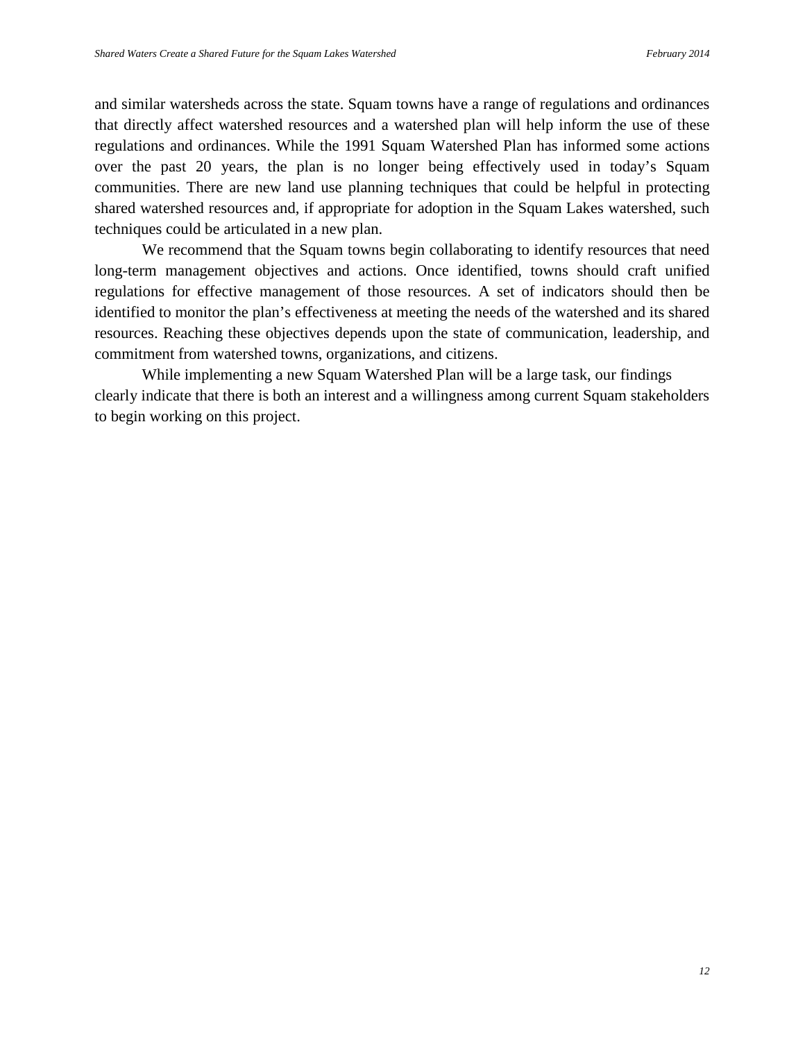and similar watersheds across the state. Squam towns have a range of regulations and ordinances that directly affect watershed resources and a watershed plan will help inform the use of these regulations and ordinances. While the 1991 Squam Watershed Plan has informed some actions over the past 20 years, the plan is no longer being effectively used in today's Squam communities. There are new land use planning techniques that could be helpful in protecting shared watershed resources and, if appropriate for adoption in the Squam Lakes watershed, such techniques could be articulated in a new plan.

We recommend that the Squam towns begin collaborating to identify resources that need long-term management objectives and actions. Once identified, towns should craft unified regulations for effective management of those resources. A set of indicators should then be identified to monitor the plan's effectiveness at meeting the needs of the watershed and its shared resources. Reaching these objectives depends upon the state of communication, leadership, and commitment from watershed towns, organizations, and citizens.

While implementing a new Squam Watershed Plan will be a large task, our findings clearly indicate that there is both an interest and a willingness among current Squam stakeholders to begin working on this project.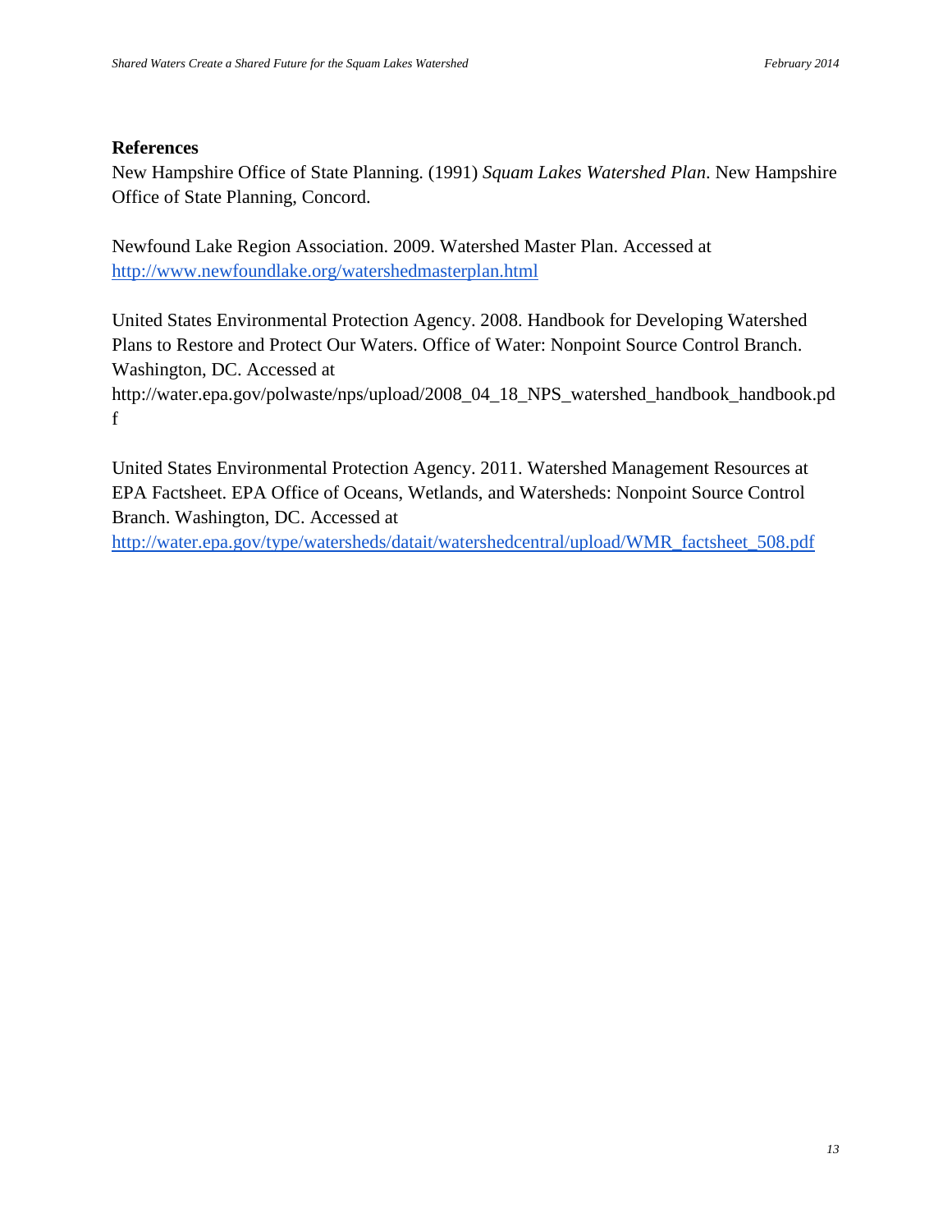**References**

New Hampshire Office of State Planning. (1991) *Squam Lakes Watershed Plan*. New Hampshire Office of State Planning, Concord.

Newfound Lake Region Association. 2009. Watershed Master Plan. Accessed at http://www.newfoundlake.org/watershedmasterplan.html

United States Environmental Protection Agency. 2008. Handbook for Developing Watershed Plans to Restore and Protect Our Waters. Office of Water: Nonpoint Source Control Branch. Washington, DC. Accessed at http://water.epa.gov/polwaste/nps/upload/2008_04_18_NPS_watershed_handbook_handbook.pdf

United States Environmental Protection Agency. 2011. Watershed Management Resources at EPA Factsheet. EPA Office of Oceans, Wetlands, and Watersheds: Nonpoint Source Control Branch. Washington, DC. Accessed at http://water.epa.gov/type/watersheds/datait/watershedcentral/upload/WMR_factsheet_508.pdf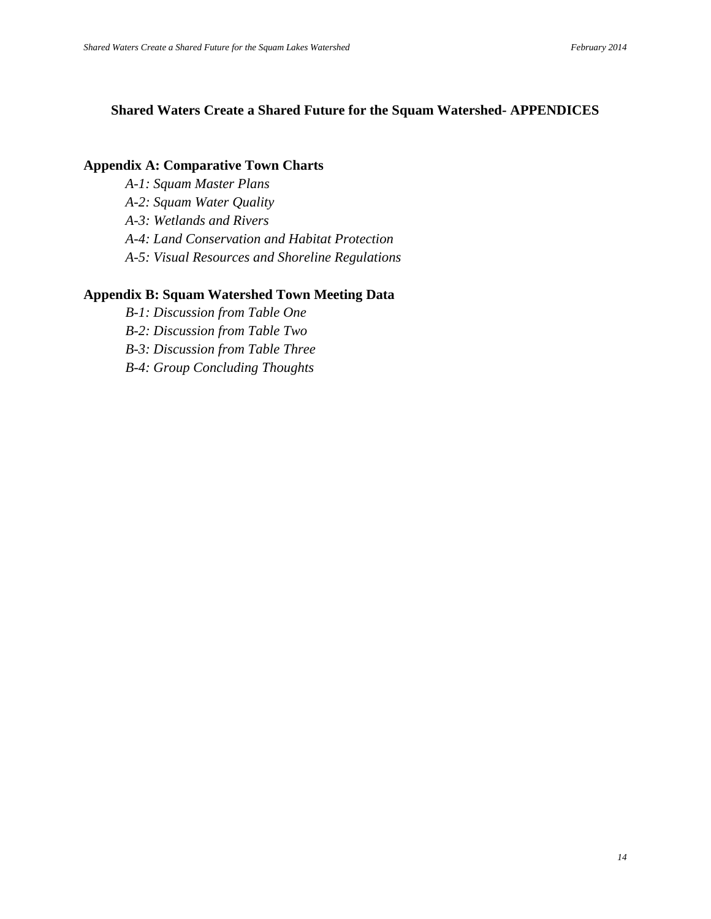# Shared Waters Create a Shared Future for the Squam Watershed- APPENDICES

## Appendix A: Comparative Town Charts

*A-1: Squam Master Plans*

*A-2: Squam Water Quality*

*A-3: Wetlands and Rivers*

*A-4: Land Conservation and Habitat Protection*

*A-5: Visual Resources and Shoreline Regulations*

## Appendix B: Squam Watershed Town Meeting Data

*B-1: Discussion from Table One*

*B-2: Discussion from Table Two*

*B-3: Discussion from Table Three*

*B-4: Group Concluding Thoughts*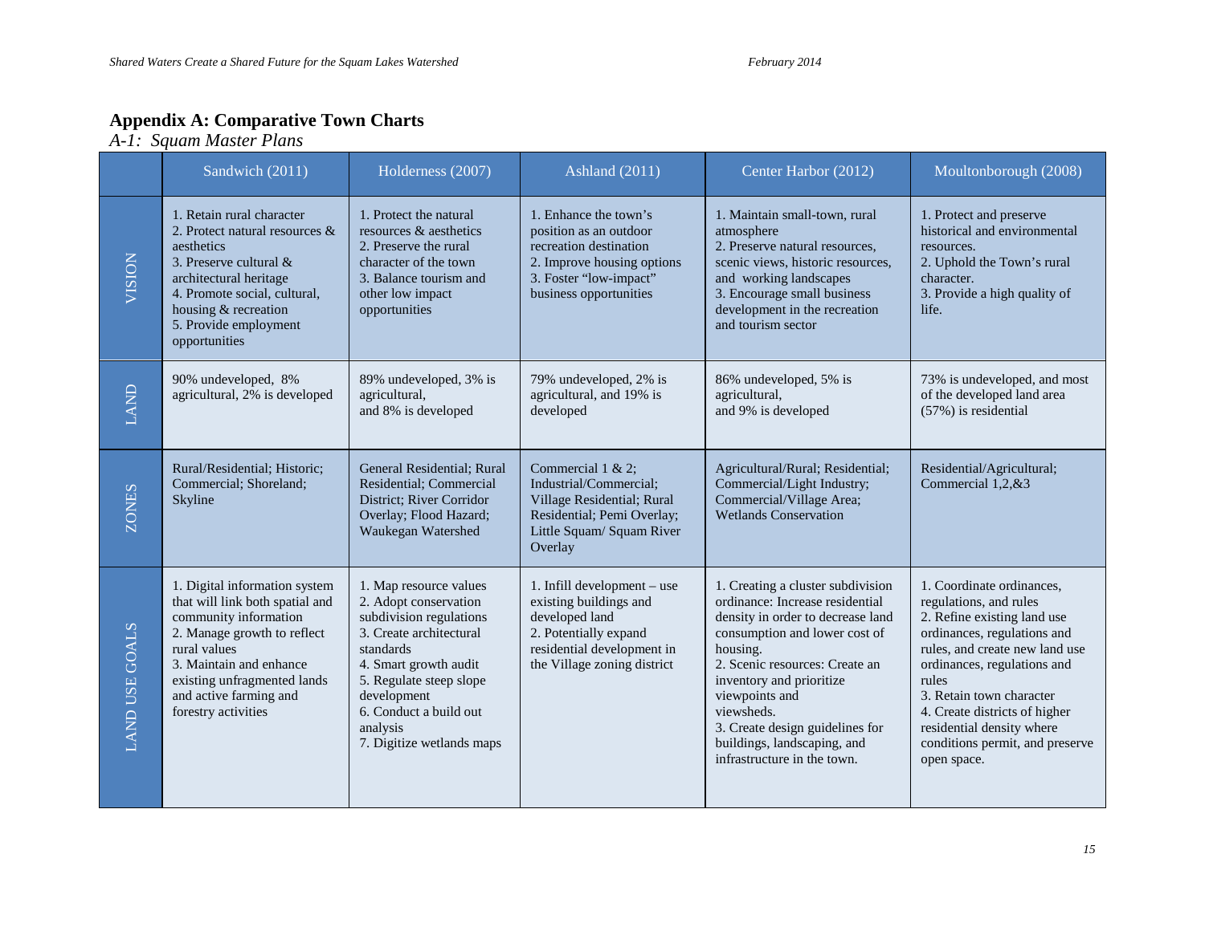## Appendix A: Comparative Town Charts

*A-1: Squam Master Plans*

| | Sandwich (2011) | Holderness (2007) | Ashland (2011) | Center Harbor (2012) | Moultonborough (2008) |
|---|---|---|---|---|---|
| VISION | 1. Retain rural character<br>2. Protect natural resources & aesthetics<br>3. Preserve cultural & architectural heritage<br>4. Promote social, cultural, housing & recreation<br>5. Provide employment opportunities | 1. Protect the natural resources & aesthetics<br>2. Preserve the rural character of the town<br>3. Balance tourism and other low impact opportunities | 1. Enhance the town's position as an outdoor recreation destination<br>2. Improve housing options<br>3. Foster "low-impact" business opportunities | 1. Maintain small-town, rural atmosphere<br>2. Preserve natural resources, scenic views, historic resources, and working landscapes<br>3. Encourage small business development in the recreation and tourism sector | 1. Protect and preserve historical and environmental resources.<br>2. Uphold the Town's rural character.<br>3. Provide a high quality of life. |
| LAND | 90% undeveloped, 8% agricultural, 2% is developed | 89% undeveloped, 3% is agricultural, and 8% is developed | 79% undeveloped, 2% is agricultural, and 19% is developed | 86% undeveloped, 5% is agricultural, and 9% is developed | 73% is undeveloped, and most of the developed land area (57%) is residential |
| ZONES | Rural/Residential; Historic; Commercial; Shoreland; Skyline | General Residential; Rural Residential; Commercial District; River Corridor Overlay; Flood Hazard; Waukegan Watershed | Commercial 1 & 2; Industrial/Commercial; Village Residential; Rural Residential; Pemi Overlay; Little Squam/ Squam River Overlay | Agricultural/Rural; Residential; Commercial/Light Industry; Commercial/Village Area; Wetlands Conservation | Residential/Agricultural; Commercial 1,2,&3 |
| LAND USE GOALS | 1. Digital information system that will link both spatial and community information<br>2. Manage growth to reflect rural values<br>3. Maintain and enhance existing unfragmented lands and active farming and forestry activities | 1. Map resource values<br>2. Adopt conservation subdivision regulations<br>3. Create architectural standards<br>4. Smart growth audit<br>5. Regulate steep slope development<br>6. Conduct a build out analysis<br>7. Digitize wetlands maps | 1. Infill development – use existing buildings and developed land<br>2. Potentially expand residential development in the Village zoning district | 1. Creating a cluster subdivision ordinance: Increase residential density in order to decrease land consumption and lower cost of housing.<br>2. Scenic resources: Create an inventory and prioritize viewpoints and viewsheds.<br>3. Create design guidelines for buildings, landscaping, and infrastructure in the town. | 1. Coordinate ordinances, regulations, and rules<br>2. Refine existing land use ordinances, regulations and rules, and create new land use ordinances, regulations and rules<br>3. Retain town character<br>4. Create districts of higher residential density where conditions permit, and preserve open space. |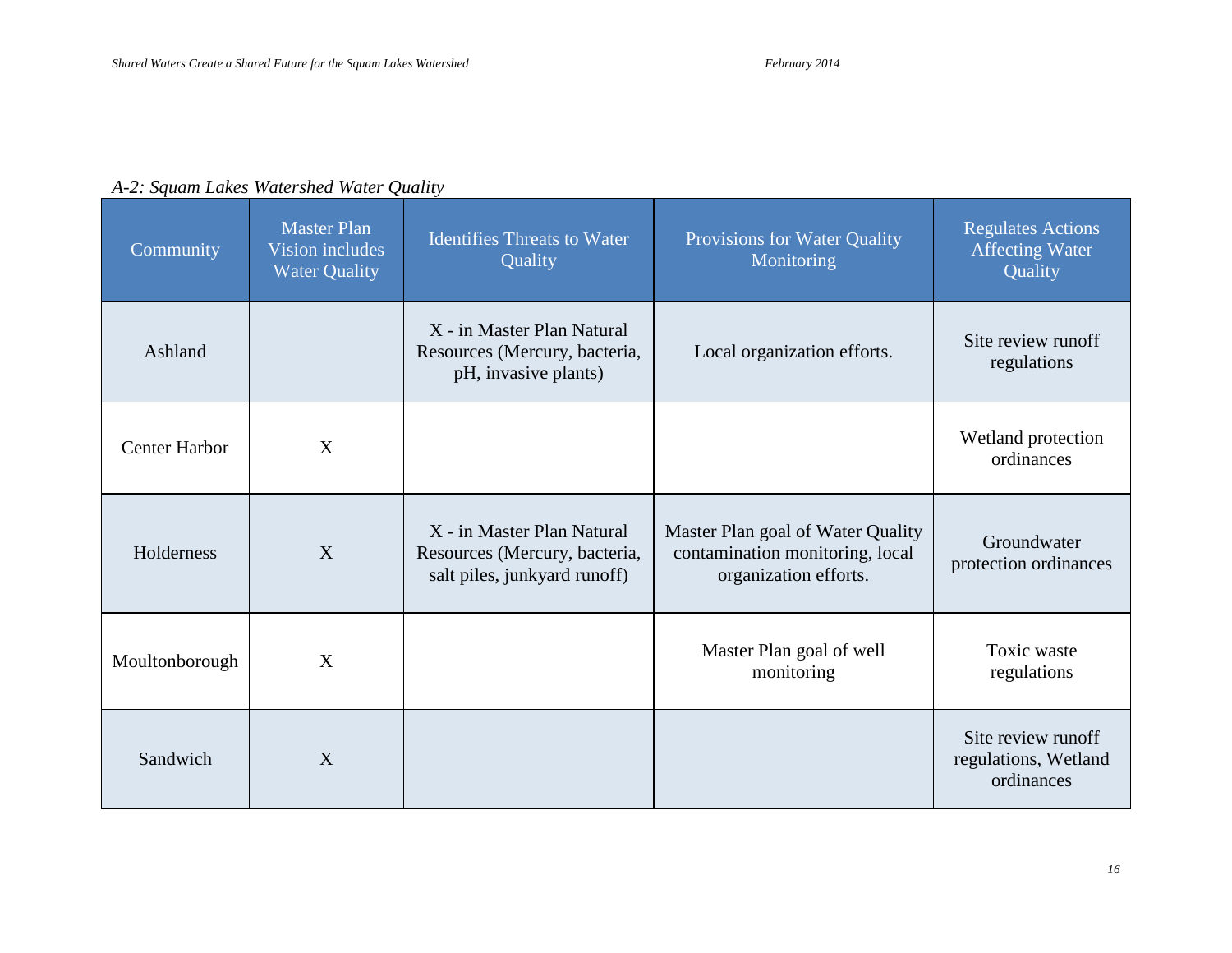*A-2: Squam Lakes Watershed Water Quality*

| Community | Master Plan Vision includes Water Quality | Identifies Threats to Water Quality | Provisions for Water Quality Monitoring | Regulates Actions Affecting Water Quality |
|---|---|---|---|---|
| Ashland | | X - in Master Plan Natural Resources (Mercury, bacteria, pH, invasive plants) | Local organization efforts. | Site review runoff regulations |
| Center Harbor | X | | | Wetland protection ordinances |
| Holderness | X | X - in Master Plan Natural Resources (Mercury, bacteria, salt piles, junkyard runoff) | Master Plan goal of Water Quality contamination monitoring, local organization efforts. | Groundwater protection ordinances |
| Moultonborough | X | | Master Plan goal of well monitoring | Toxic waste regulations |
| Sandwich | X | | | Site review runoff regulations, Wetland ordinances |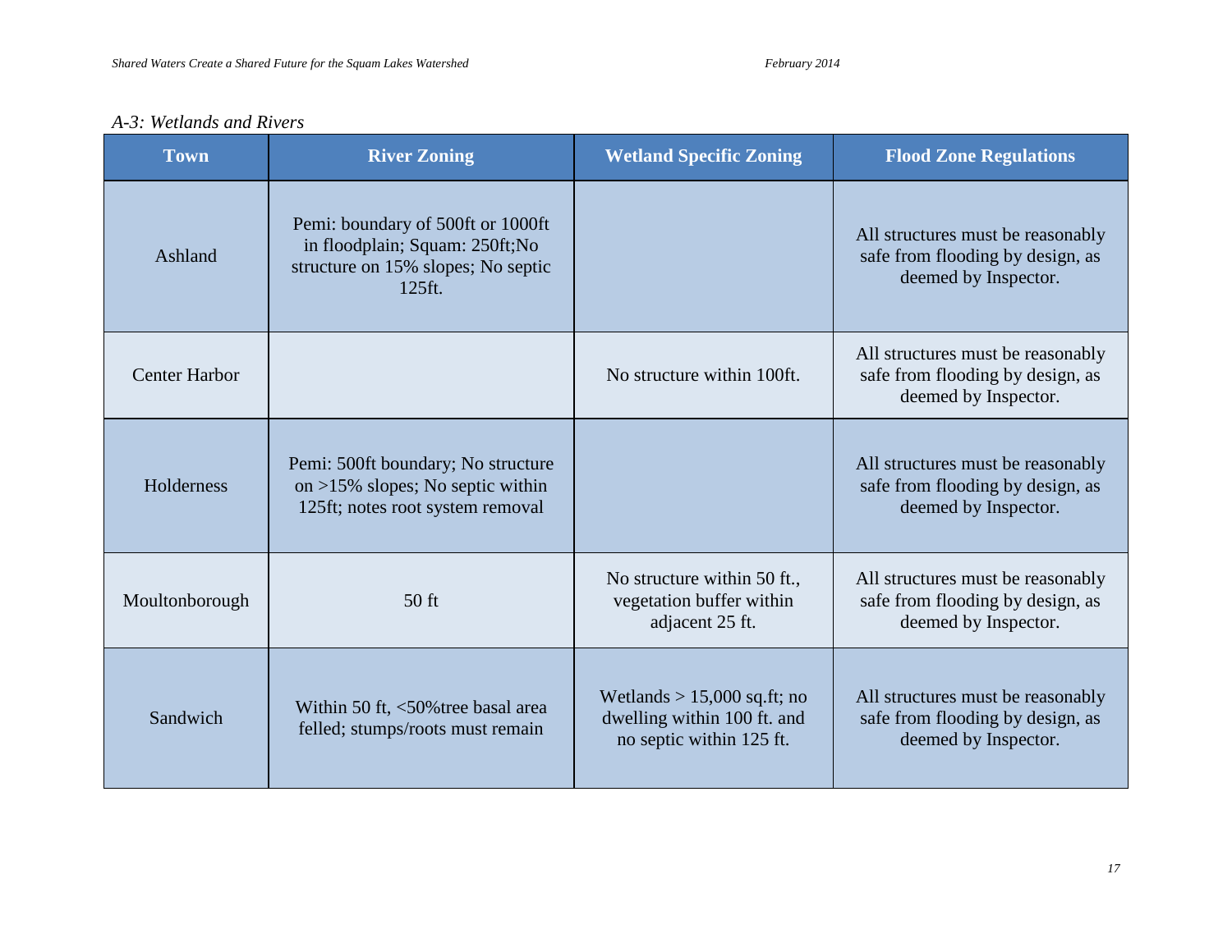*A-3: Wetlands and Rivers*

| Town | River Zoning | Wetland Specific Zoning | Flood Zone Regulations |
| --- | --- | --- | --- |
| Ashland | Pemi: boundary of 500ft or 1000ft in floodplain; Squam: 250ft;No structure on 15% slopes; No septic 125ft. | | All structures must be reasonably safe from flooding by design, as deemed by Inspector. |
| Center Harbor | | No structure within 100ft. | All structures must be reasonably safe from flooding by design, as deemed by Inspector. |
| Holderness | Pemi: 500ft boundary; No structure on >15% slopes; No septic within 125ft; notes root system removal | | All structures must be reasonably safe from flooding by design, as deemed by Inspector. |
| Moultonborough | 50 ft | No structure within 50 ft., vegetation buffer within adjacent 25 ft. | All structures must be reasonably safe from flooding by design, as deemed by Inspector. |
| Sandwich | Within 50 ft, <50%tree basal area felled; stumps/roots must remain | Wetlands > 15,000 sq.ft; no dwelling within 100 ft. and no septic within 125 ft. | All structures must be reasonably safe from flooding by design, as deemed by Inspector. |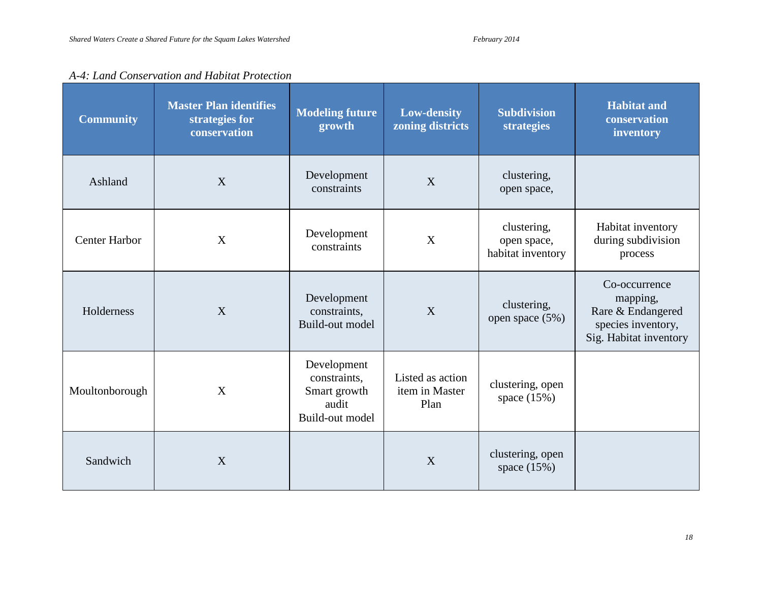*A-4: Land Conservation and Habitat Protection*

| Community | Master Plan identifies strategies for conservation | Modeling future growth | Low-density zoning districts | Subdivision strategies | Habitat and conservation inventory |
|---|---|---|---|---|---|
| Ashland | X | Development constraints | X | clustering, open space, | |
| Center Harbor | X | Development constraints | X | clustering, open space, habitat inventory | Habitat inventory during subdivision process |
| Holderness | X | Development constraints, Build-out model | X | clustering, open space (5%) | Co-occurrence mapping, Rare & Endangered species inventory, Sig. Habitat inventory |
| Moultonborough | X | Development constraints, Smart growth audit Build-out model | Listed as action item in Master Plan | clustering, open space (15%) | |
| Sandwich | X | | X | clustering, open space (15%) | |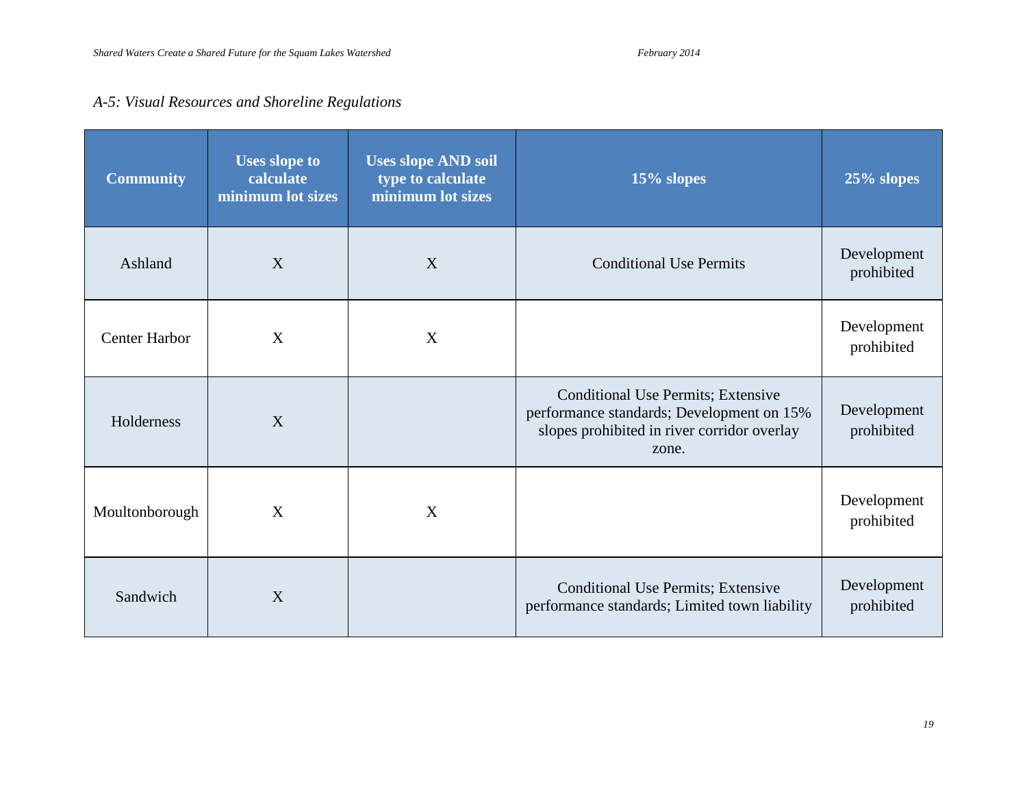*A-5: Visual Resources and Shoreline Regulations*

| Community | Uses slope to calculate minimum lot sizes | Uses slope AND soil type to calculate minimum lot sizes | 15% slopes | 25% slopes |
|---|---|---|---|---|
| Ashland | X | X | Conditional Use Permits | Development prohibited |
| Center Harbor | X | X | | Development prohibited |
| Holderness | X | | Conditional Use Permits; Extensive performance standards; Development on 15% slopes prohibited in river corridor overlay zone. | Development prohibited |
| Moultonborough | X | X | | Development prohibited |
| Sandwich | X | | Conditional Use Permits; Extensive performance standards; Limited town liability | Development prohibited |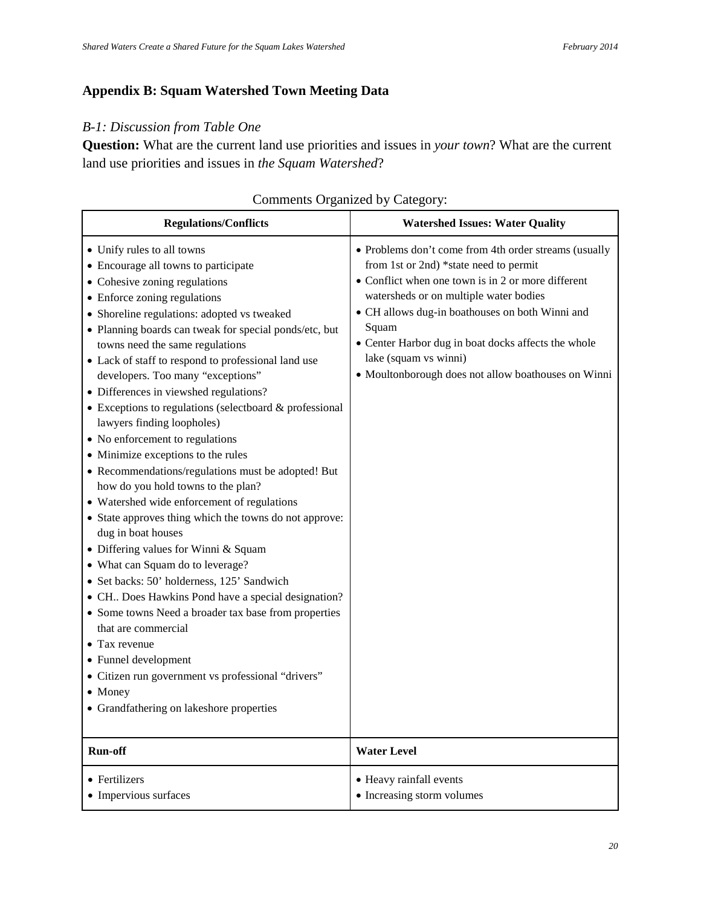## Appendix B: Squam Watershed Town Meeting Data

### *B-1: Discussion from Table One*

**Question:** What are the current land use priorities and issues in *your town*? What are the current land use priorities and issues in *the Squam Watershed*?

Comments Organized by Category:

| Regulations/Conflicts | Watershed Issues: Water Quality |
|---|---|
| • Unify rules to all towns<br>• Encourage all towns to participate<br>• Cohesive zoning regulations<br>• Enforce zoning regulations<br>• Shoreline regulations: adopted vs tweaked<br>• Planning boards can tweak for special ponds/etc, but towns need the same regulations<br>• Lack of staff to respond to professional land use developers. Too many "exceptions"<br>• Differences in viewshed regulations?<br>• Exceptions to regulations (selectboard & professional lawyers finding loopholes)<br>• No enforcement to regulations<br>• Minimize exceptions to the rules<br>• Recommendations/regulations must be adopted! But how do you hold towns to the plan?<br>• Watershed wide enforcement of regulations<br>• State approves thing which the towns do not approve: dug in boat houses<br>• Differing values for Winni & Squam<br>• What can Squam do to leverage?<br>• Set backs: 50' holderness, 125' Sandwich<br>• CH.. Does Hawkins Pond have a special designation?<br>• Some towns Need a broader tax base from properties that are commercial<br>• Tax revenue<br>• Funnel development<br>• Citizen run government vs professional "drivers"<br>• Money<br>• Grandfathering on lakeshore properties | • Problems don't come from 4th order streams (usually from 1st or 2nd) *state need to permit<br>• Conflict when one town is in 2 or more different watersheds or on multiple water bodies<br>• CH allows dug-in boathouses on both Winni and Squam<br>• Center Harbor dug in boat docks affects the whole lake (squam vs winni)<br>• Moultonborough does not allow boathouses on Winni |
| **Run-off** | **Water Level** |
| • Fertilizers<br>• Impervious surfaces | • Heavy rainfall events<br>• Increasing storm volumes |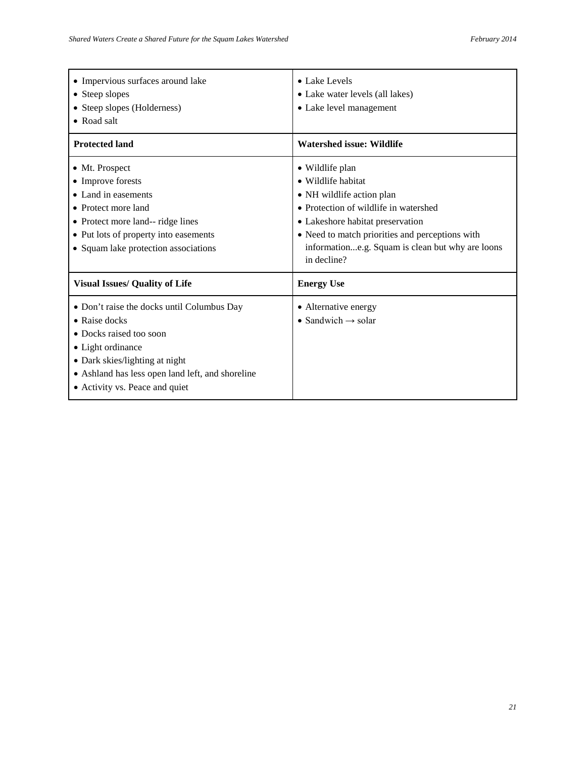| • Impervious surfaces around lake<br>• Steep slopes<br>• Steep slopes (Holderness)<br>• Road salt | • Lake Levels<br>• Lake water levels (all lakes)<br>• Lake level management |
|---|---|
| **Protected land** | **Watershed issue: Wildlife** |
| • Mt. Prospect<br>• Improve forests<br>• Land in easements<br>• Protect more land<br>• Protect more land-- ridge lines<br>• Put lots of property into easements<br>• Squam lake protection associations | • Wildlife plan<br>• Wildlife habitat<br>• NH wildlife action plan<br>• Protection of wildlife in watershed<br>• Lakeshore habitat preservation<br>• Need to match priorities and perceptions with information...e.g. Squam is clean but why are loons in decline? |
| **Visual Issues/ Quality of Life** | **Energy Use** |
| • Don't raise the docks until Columbus Day<br>• Raise docks<br>• Docks raised too soon<br>• Light ordinance<br>• Dark skies/lighting at night<br>• Ashland has less open land left, and shoreline<br>• Activity vs. Peace and quiet | • Alternative energy<br>• Sandwich → solar |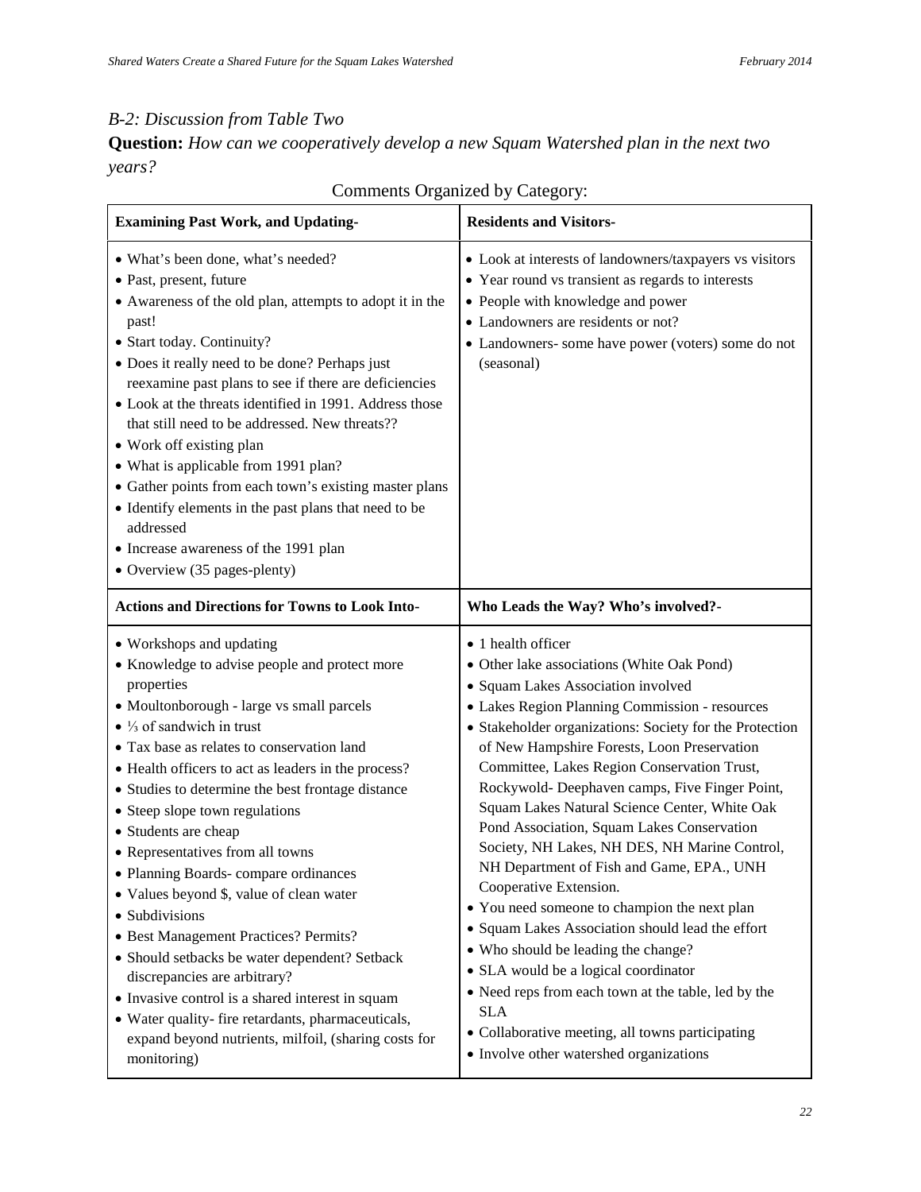### *B-2: Discussion from Table Two*

**Question:** *How can we cooperatively develop a new Squam Watershed plan in the next two years?*

Comments Organized by Category:

| **Examining Past Work, and Updating-** | **Residents and Visitors-** |
|---|---|
| • What's been done, what's needed?<br>• Past, present, future<br>• Awareness of the old plan, attempts to adopt it in the past!<br>• Start today. Continuity?<br>• Does it really need to be done? Perhaps just reexamine past plans to see if there are deficiencies<br>• Look at the threats identified in 1991. Address those that still need to be addressed. New threats??<br>• Work off existing plan<br>• What is applicable from 1991 plan?<br>• Gather points from each town's existing master plans<br>• Identify elements in the past plans that need to be addressed<br>• Increase awareness of the 1991 plan<br>• Overview (35 pages-plenty) | • Look at interests of landowners/taxpayers vs visitors<br>• Year round vs transient as regards to interests<br>• People with knowledge and power<br>• Landowners are residents or not?<br>• Landowners- some have power (voters) some do not (seasonal) |
| **Actions and Directions for Towns to Look Into-** | **Who Leads the Way? Who's involved?-** |
| • Workshops and updating<br>• Knowledge to advise people and protect more properties<br>• Moultonborough - large vs small parcels<br>• ⅓ of sandwich in trust<br>• Tax base as relates to conservation land<br>• Health officers to act as leaders in the process?<br>• Studies to determine the best frontage distance<br>• Steep slope town regulations<br>• Students are cheap<br>• Representatives from all towns<br>• Planning Boards- compare ordinances<br>• Values beyond $, value of clean water<br>• Subdivisions<br>• Best Management Practices? Permits?<br>• Should setbacks be water dependent? Setback discrepancies are arbitrary?<br>• Invasive control is a shared interest in squam<br>• Water quality- fire retardants, pharmaceuticals, expand beyond nutrients, milfoil, (sharing costs for monitoring) | • 1 health officer<br>• Other lake associations (White Oak Pond)<br>• Squam Lakes Association involved<br>• Lakes Region Planning Commission - resources<br>• Stakeholder organizations: Society for the Protection of New Hampshire Forests, Loon Preservation Committee, Lakes Region Conservation Trust, Rockywold- Deephaven camps, Five Finger Point, Squam Lakes Natural Science Center, White Oak Pond Association, Squam Lakes Conservation Society, NH Lakes, NH DES, NH Marine Control, NH Department of Fish and Game, EPA., UNH Cooperative Extension.<br>• You need someone to champion the next plan<br>• Squam Lakes Association should lead the effort<br>• Who should be leading the change?<br>• SLA would be a logical coordinator<br>• Need reps from each town at the table, led by the SLA<br>• Collaborative meeting, all towns participating<br>• Involve other watershed organizations |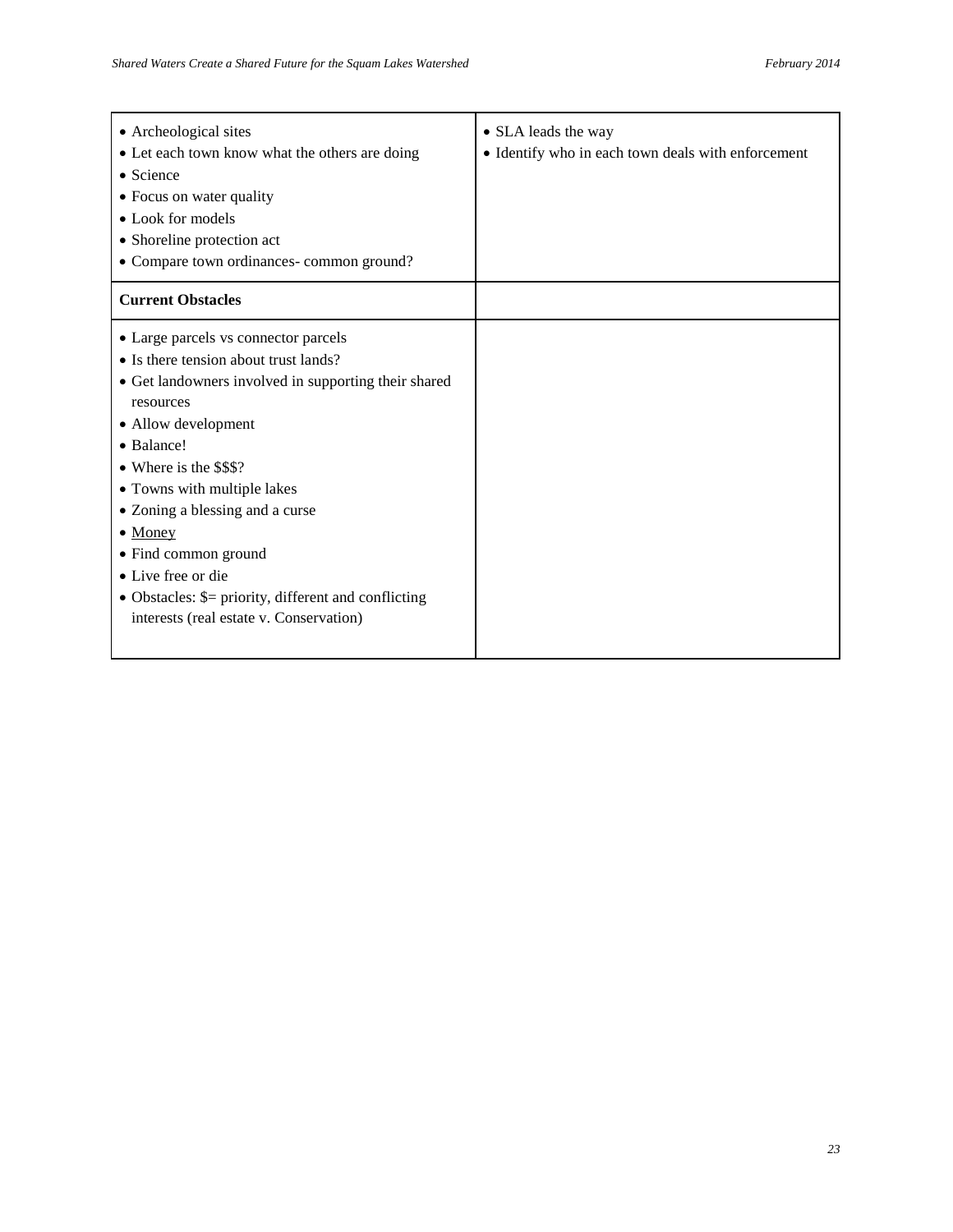| | |
|---|---|
| • Archeological sites<br>• Let each town know what the others are doing<br>• Science<br>• Focus on water quality<br>• Look for models<br>• Shoreline protection act<br>• Compare town ordinances- common ground? | • SLA leads the way<br>• Identify who in each town deals with enforcement |
| **Current Obstacles** | |
| • Large parcels vs connector parcels<br>• Is there tension about trust lands?<br>• Get landowners involved in supporting their shared resources<br>• Allow development<br>• Balance!<br>• Where is the $$$?<br>• Towns with multiple lakes<br>• Zoning a blessing and a curse<br>• <u>Money</u><br>• Find common ground<br>• Live free or die<br>• Obstacles: $= priority, different and conflicting interests (real estate v. Conservation) | |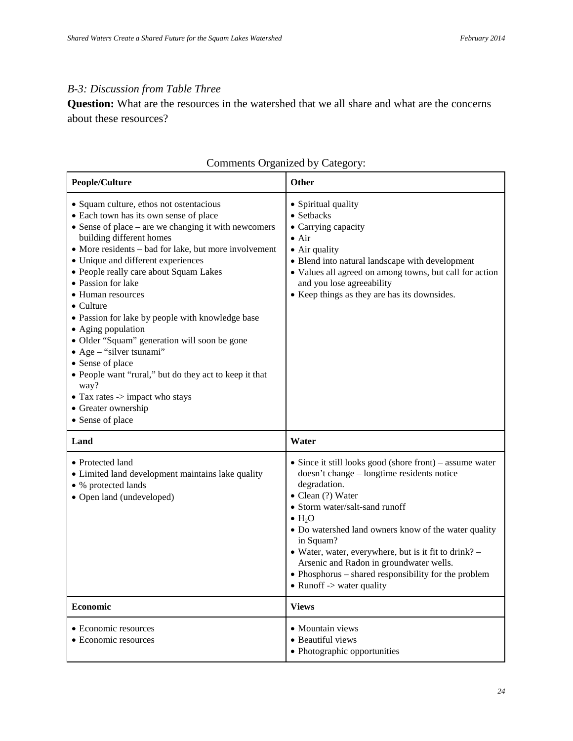### *B-3: Discussion from Table Three*

**Question:** What are the resources in the watershed that we all share and what are the concerns about these resources?

Comments Organized by Category:

| People/Culture | Other |
|---|---|
| • Squam culture, ethos not ostentacious<br>• Each town has its own sense of place<br>• Sense of place – are we changing it with newcomers building different homes<br>• More residents – bad for lake, but more involvement<br>• Unique and different experiences<br>• People really care about Squam Lakes<br>• Passion for lake<br>• Human resources<br>• Culture<br>• Passion for lake by people with knowledge base<br>• Aging population<br>• Older "Squam" generation will soon be gone<br>• Age – "silver tsunami"<br>• Sense of place<br>• People want "rural," but do they act to keep it that way?<br>• Tax rates -> impact who stays<br>• Greater ownership<br>• Sense of place | • Spiritual quality<br>• Setbacks<br>• Carrying capacity<br>• Air<br>• Air quality<br>• Blend into natural landscape with development<br>• Values all agreed on among towns, but call for action and you lose agreeability<br>• Keep things as they are has its downsides. |
| **Land** | **Water** |
| • Protected land<br>• Limited land development maintains lake quality<br>• % protected lands<br>• Open land (undeveloped) | • Since it still looks good (shore front) – assume water doesn't change – longtime residents notice degradation.<br>• Clean (?) Water<br>• Storm water/salt-sand runoff<br>• $H_2O$<br>• Do watershed land owners know of the water quality in Squam?<br>• Water, water, everywhere, but is it fit to drink? – Arsenic and Radon in groundwater wells.<br>• Phosphorus – shared responsibility for the problem<br>• Runoff -> water quality |
| **Economic** | **Views** |
| • Economic resources<br>• Economic resources | • Mountain views<br>• Beautiful views<br>• Photographic opportunities |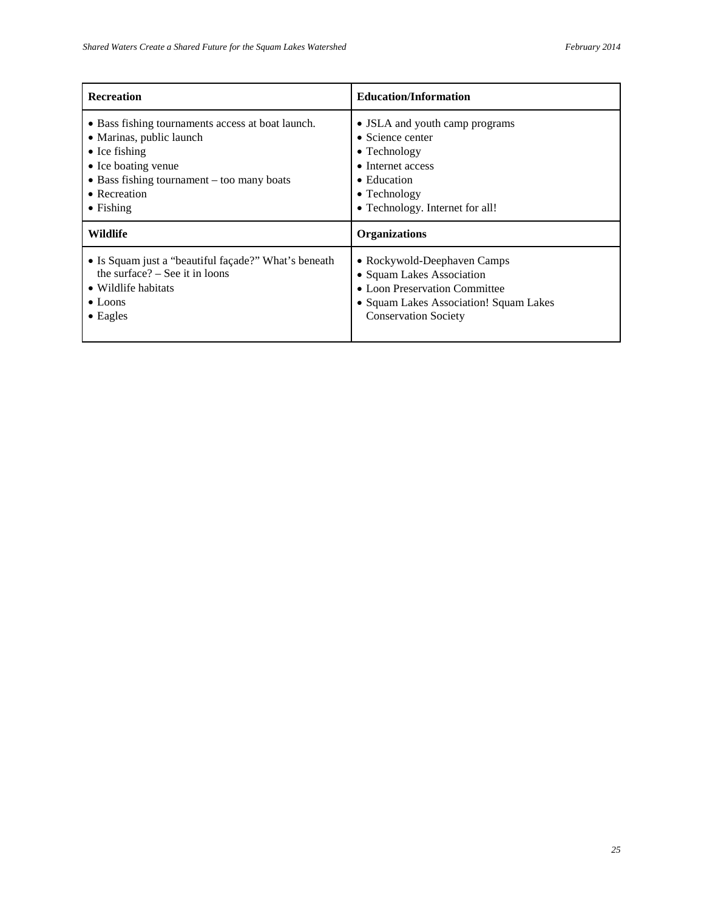| Recreation | Education/Information |
|---|---|
| • Bass fishing tournaments access at boat launch.<br>• Marinas, public launch<br>• Ice fishing<br>• Ice boating venue<br>• Bass fishing tournament – too many boats<br>• Recreation<br>• Fishing | • JSLA and youth camp programs<br>• Science center<br>• Technology<br>• Internet access<br>• Education<br>• Technology<br>• Technology. Internet for all! |
| **Wildlife** | **Organizations** |
| • Is Squam just a "beautiful façade?" What's beneath the surface? – See it in loons<br>• Wildlife habitats<br>• Loons<br>• Eagles | • Rockywold-Deephaven Camps<br>• Squam Lakes Association<br>• Loon Preservation Committee<br>• Squam Lakes Association! Squam Lakes Conservation Society |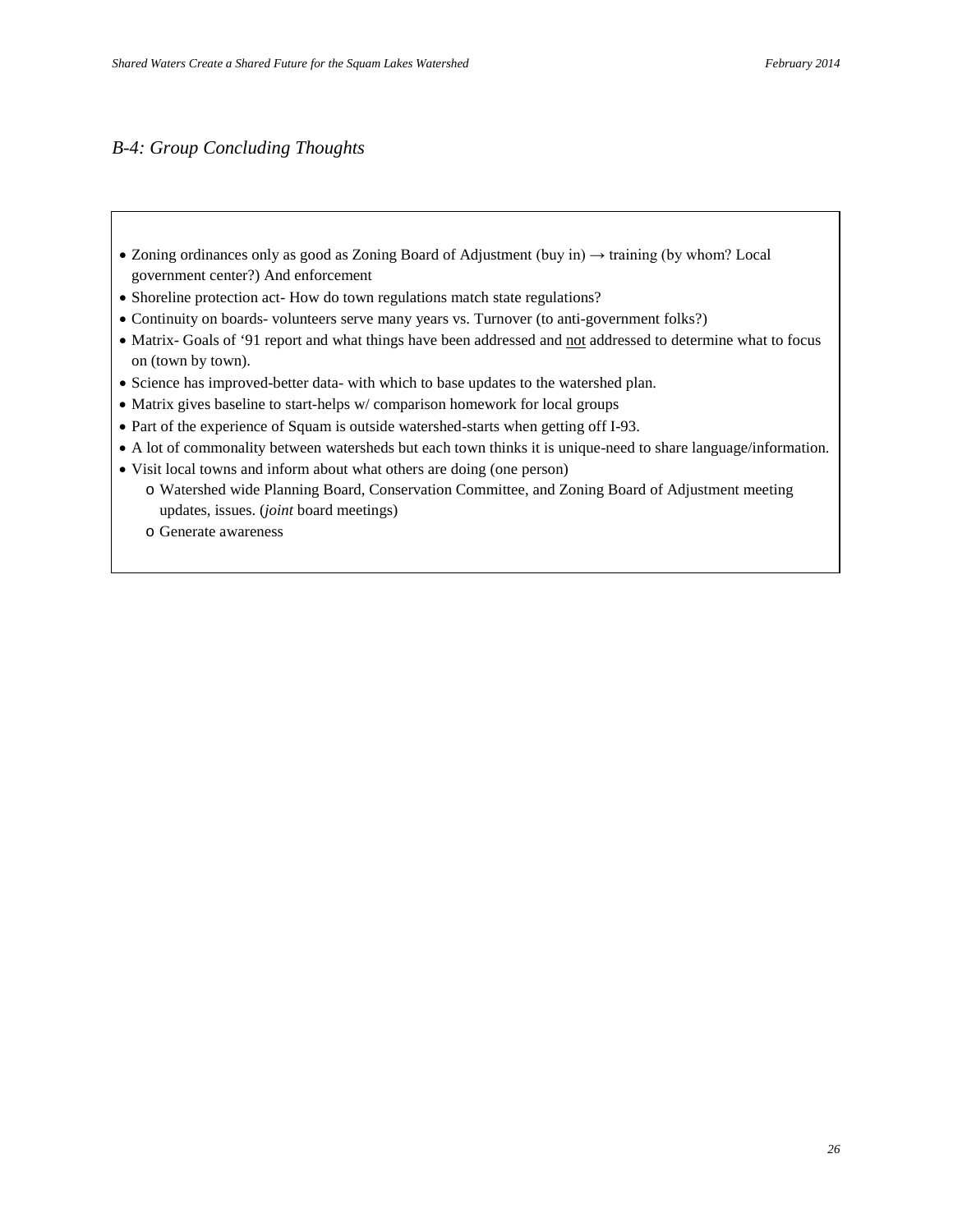*B-4: Group Concluding Thoughts*

- Zoning ordinances only as good as Zoning Board of Adjustment (buy in) → training (by whom? Local government center?) And enforcement
- Shoreline protection act- How do town regulations match state regulations?
- Continuity on boards- volunteers serve many years vs. Turnover (to anti-government folks?)
- Matrix- Goals of '91 report and what things have been addressed and <u>not</u> addressed to determine what to focus on (town by town).
- Science has improved-better data- with which to base updates to the watershed plan.
- Matrix gives baseline to start-helps w/ comparison homework for local groups
- Part of the experience of Squam is outside watershed-starts when getting off I-93.
- A lot of commonality between watersheds but each town thinks it is unique-need to share language/information.
- Visit local towns and inform about what others are doing (one person)
  - Watershed wide Planning Board, Conservation Committee, and Zoning Board of Adjustment meeting updates, issues. (*joint* board meetings)
  - Generate awareness